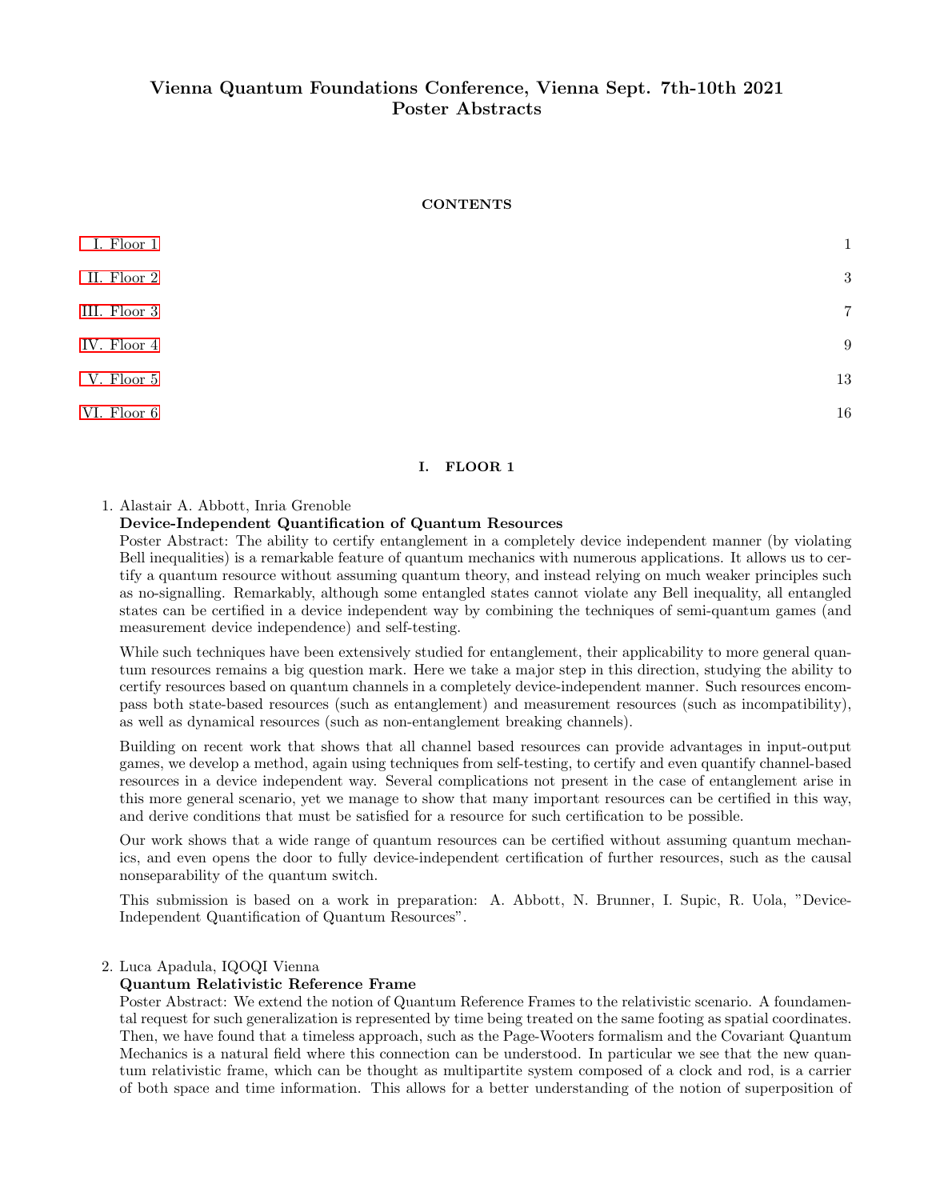# Vienna Quantum Foundations Conference, Vienna Sept. 7th-10th 2021
# Poster Abstracts

## CONTENTS

| | |
|---|---|
| I. Floor 1 | 1 |
| II. Floor 2 | 3 |
| III. Floor 3 | 7 |
| IV. Floor 4 | 9 |
| V. Floor 5 | 13 |
| VI. Floor 6 | 16 |

## I. FLOOR 1

1. Alastair A. Abbott, Inria Grenoble

   **Device-Independent Quantification of Quantum Resources**

   Poster Abstract: The ability to certify entanglement in a completely device independent manner (by violating Bell inequalities) is a remarkable feature of quantum mechanics with numerous applications. It allows us to certify a quantum resource without assuming quantum theory, and instead relying on much weaker principles such as no-signalling. Remarkably, although some entangled states cannot violate any Bell inequality, all entangled states can be certified in a device independent way by combining the techniques of semi-quantum games (and measurement device independence) and self-testing.

   While such techniques have been extensively studied for entanglement, their applicability to more general quantum resources remains a big question mark. Here we take a major step in this direction, studying the ability to certify resources based on quantum channels in a completely device-independent manner. Such resources encompass both state-based resources (such as entanglement) and measurement resources (such as incompatibility), as well as dynamical resources (such as non-entanglement breaking channels).

   Building on recent work that shows that all channel based resources can provide advantages in input-output games, we develop a method, again using techniques from self-testing, to certify and even quantify channel-based resources in a device independent way. Several complications not present in the case of entanglement arise in this more general scenario, yet we manage to show that many important resources can be certified in this way, and derive conditions that must be satisfied for a resource for such certification to be possible.

   Our work shows that a wide range of quantum resources can be certified without assuming quantum mechanics, and even opens the door to fully device-independent certification of further resources, such as the causal nonseparability of the quantum switch.

   This submission is based on a work in preparation: A. Abbott, N. Brunner, I. Supic, R. Uola, "Device-Independent Quantification of Quantum Resources".

2. Luca Apadula, IQOQI Vienna

   **Quantum Relativistic Reference Frame**

   Poster Abstract: We extend the notion of Quantum Reference Frames to the relativistic scenario. A foundamental request for such generalization is represented by time being treated on the same footing as spatial coordinates. Then, we have found that a timeless approach, such as the Page-Wooters formalism and the Covariant Quantum Mechanics is a natural field where this connection can be understood. In particular we see that the new quantum relativistic frame, which can be thought as multipartite system composed of a clock and rod, is a carrier of both space and time information. This allows for a better understanding of the notion of superposition of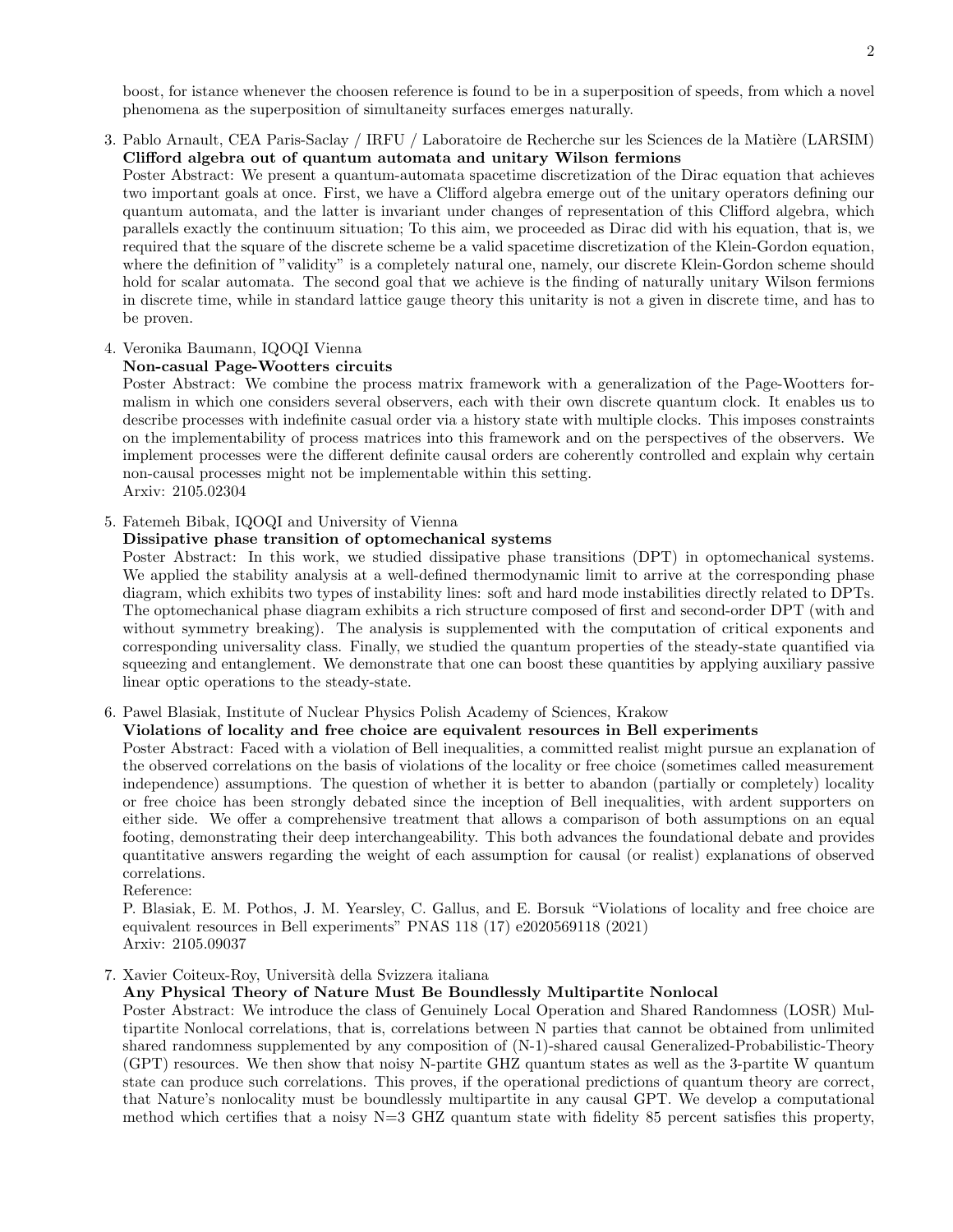boost, for istance whenever the choosen reference is found to be in a superposition of speeds, from which a novel phenomena as the superposition of simultaneity surfaces emerges naturally.

3. Pablo Arnault, CEA Paris-Saclay / IRFU / Laboratoire de Recherche sur les Sciences de la Matière (LARSIM)
**Clifford algebra out of quantum automata and unitary Wilson fermions**
Poster Abstract: We present a quantum-automata spacetime discretization of the Dirac equation that achieves two important goals at once. First, we have a Clifford algebra emerge out of the unitary operators defining our quantum automata, and the latter is invariant under changes of representation of this Clifford algebra, which parallels exactly the continuum situation; To this aim, we proceeded as Dirac did with his equation, that is, we required that the square of the discrete scheme be a valid spacetime discretization of the Klein-Gordon equation, where the definition of "validity" is a completely natural one, namely, our discrete Klein-Gordon scheme should hold for scalar automata. The second goal that we achieve is the finding of naturally unitary Wilson fermions in discrete time, while in standard lattice gauge theory this unitarity is not a given in discrete time, and has to be proven.

4. Veronika Baumann, IQOQI Vienna
**Non-causal Page-Wootters circuits**
Poster Abstract: We combine the process matrix framework with a generalization of the Page-Wootters formalism in which one considers several observers, each with their own discrete quantum clock. It enables us to describe processes with indefinite casual order via a history state with multiple clocks. This imposes constraints on the implementability of process matrices into this framework and on the perspectives of the observers. We implement processes were the different definite causal orders are coherently controlled and explain why certain non-causal processes might not be implementable within this setting.
Arxiv: 2105.02304

5. Fatemeh Bibak, IQOQI and University of Vienna
**Dissipative phase transition of optomechanical systems**
Poster Abstract: In this work, we studied dissipative phase transitions (DPT) in optomechanical systems. We applied the stability analysis at a well-defined thermodynamic limit to arrive at the corresponding phase diagram, which exhibits two types of instability lines: soft and hard mode instabilities directly related to DPTs. The optomechanical phase diagram exhibits a rich structure composed of first and second-order DPT (with and without symmetry breaking). The analysis is supplemented with the computation of critical exponents and corresponding universality class. Finally, we studied the quantum properties of the steady-state quantified via squeezing and entanglement. We demonstrate that one can boost these quantities by applying auxiliary passive linear optic operations to the steady-state.

6. Pawel Blasiak, Institute of Nuclear Physics Polish Academy of Sciences, Krakow
**Violations of locality and free choice are equivalent resources in Bell experiments**
Poster Abstract: Faced with a violation of Bell inequalities, a committed realist might pursue an explanation of the observed correlations on the basis of violations of the locality or free choice (sometimes called measurement independence) assumptions. The question of whether it is better to abandon (partially or completely) locality or free choice has been strongly debated since the inception of Bell inequalities, with ardent supporters on either side. We offer a comprehensive treatment that allows a comparison of both assumptions on an equal footing, demonstrating their deep interchangeability. This both advances the foundational debate and provides quantitative answers regarding the weight of each assumption for causal (or realist) explanations of observed correlations.
Reference:
P. Blasiak, E. M. Pothos, J. M. Yearsley, C. Gallus, and E. Borsuk "Violations of locality and free choice are equivalent resources in Bell experiments" PNAS 118 (17) e2020569118 (2021)
Arxiv: 2105.09037

7. Xavier Coiteux-Roy, Università della Svizzera italiana
**Any Physical Theory of Nature Must Be Boundlessly Multipartite Nonlocal**
Poster Abstract: We introduce the class of Genuinely Local Operation and Shared Randomness (LOSR) Multipartite Nonlocal correlations, that is, correlations between N parties that cannot be obtained from unlimited shared randomness supplemented by any composition of (N-1)-shared causal Generalized-Probabilistic-Theory (GPT) resources. We then show that noisy N-partite GHZ quantum states as well as the 3-partite W quantum state can produce such correlations. This proves, if the operational predictions of quantum theory are correct, that Nature's nonlocality must be boundlessly multipartite in any causal GPT. We develop a computational method which certifies that a noisy N=3 GHZ quantum state with fidelity 85 percent satisfies this property,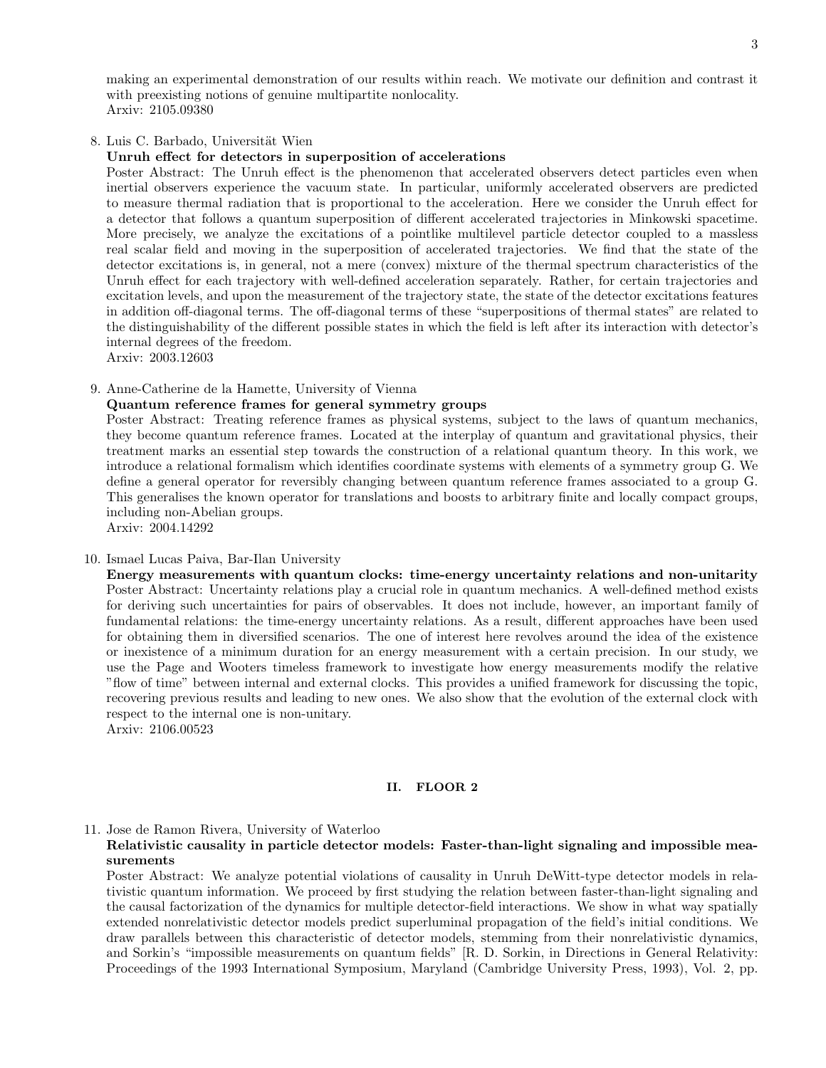making an experimental demonstration of our results within reach. We motivate our definition and contrast it with preexisting notions of genuine multipartite nonlocality.
Arxiv: 2105.09380

8. Luis C. Barbado, Universität Wien
   **Unruh effect for detectors in superposition of accelerations**
   Poster Abstract: The Unruh effect is the phenomenon that accelerated observers detect particles even when inertial observers experience the vacuum state. In particular, uniformly accelerated observers are predicted to measure thermal radiation that is proportional to the acceleration. Here we consider the Unruh effect for a detector that follows a quantum superposition of different accelerated trajectories in Minkowski spacetime. More precisely, we analyze the excitations of a pointlike multilevel particle detector coupled to a massless real scalar field and moving in the superposition of accelerated trajectories. We find that the state of the detector excitations is, in general, not a mere (convex) mixture of the thermal spectrum characteristics of the Unruh effect for each trajectory with well-defined acceleration separately. Rather, for certain trajectories and excitation levels, and upon the measurement of the trajectory state, the state of the detector excitations features in addition off-diagonal terms. The off-diagonal terms of these "superpositions of thermal states" are related to the distinguishability of the different possible states in which the field is left after its interaction with detector's internal degrees of the freedom.
   Arxiv: 2003.12603

9. Anne-Catherine de la Hamette, University of Vienna
   **Quantum reference frames for general symmetry groups**
   Poster Abstract: Treating reference frames as physical systems, subject to the laws of quantum mechanics, they become quantum reference frames. Located at the interplay of quantum and gravitational physics, their treatment marks an essential step towards the construction of a relational quantum theory. In this work, we introduce a relational formalism which identifies coordinate systems with elements of a symmetry group G. We define a general operator for reversibly changing between quantum reference frames associated to a group G. This generalises the known operator for translations and boosts to arbitrary finite and locally compact groups, including non-Abelian groups.
   Arxiv: 2004.14292

10. Ismael Lucas Paiva, Bar-Ilan University
    **Energy measurements with quantum clocks: time-energy uncertainty relations and non-unitarity**
    Poster Abstract: Uncertainty relations play a crucial role in quantum mechanics. A well-defined method exists for deriving such uncertainties for pairs of observables. It does not include, however, an important family of fundamental relations: the time-energy uncertainty relations. As a result, different approaches have been used for obtaining them in diversified scenarios. The one of interest here revolves around the idea of the existence or inexistence of a minimum duration for an energy measurement with a certain precision. In our study, we use the Page and Wooters timeless framework to investigate how energy measurements modify the relative "flow of time" between internal and external clocks. This provides a unified framework for discussing the topic, recovering previous results and leading to new ones. We also show that the evolution of the external clock with respect to the internal one is non-unitary.
    Arxiv: 2106.00523

## II. FLOOR 2

11. Jose de Ramon Rivera, University of Waterloo
    **Relativistic causality in particle detector models: Faster-than-light signaling and impossible measurements**
    Poster Abstract: We analyze potential violations of causality in Unruh DeWitt-type detector models in relativistic quantum information. We proceed by first studying the relation between faster-than-light signaling and the causal factorization of the dynamics for multiple detector-field interactions. We show in what way spatially extended nonrelativistic detector models predict superluminal propagation of the field's initial conditions. We draw parallels between this characteristic of detector models, stemming from their nonrelativistic dynamics, and Sorkin's "impossible measurements on quantum fields" [R. D. Sorkin, in Directions in General Relativity: Proceedings of the 1993 International Symposium, Maryland (Cambridge University Press, 1993), Vol. 2, pp.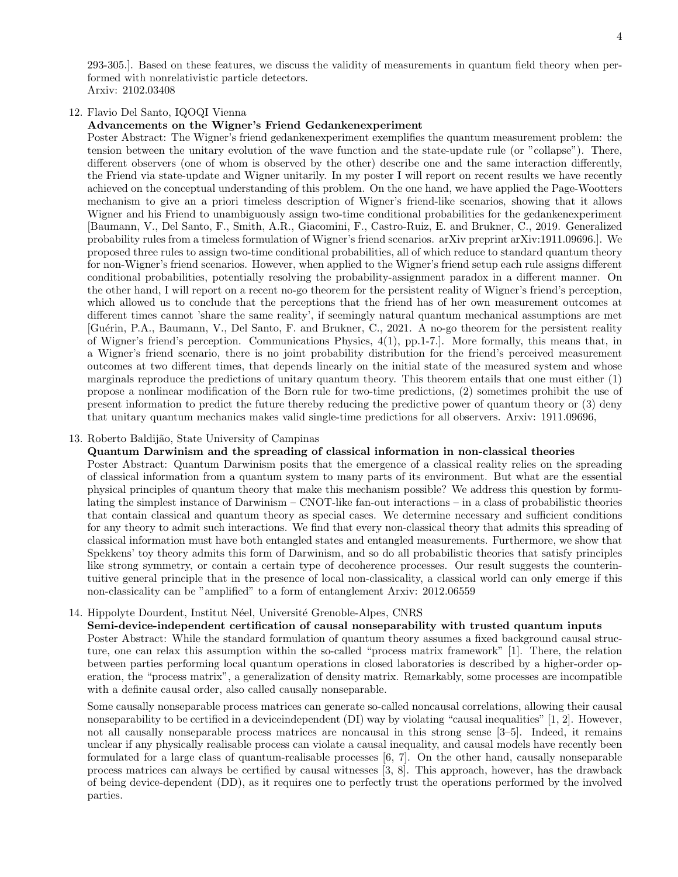293-305.]. Based on these features, we discuss the validity of measurements in quantum field theory when performed with nonrelativistic particle detectors.
Arxiv: 2102.03408

12. Flavio Del Santo, IQOQI Vienna
**Advancements on the Wigner's Friend Gedankenexperiment**
Poster Abstract: The Wigner's friend gedankenexperiment exemplifies the quantum measurement problem: the tension between the unitary evolution of the wave function and the state-update rule (or "collapse"). There, different observers (one of whom is observed by the other) describe one and the same interaction differently, the Friend via state-update and Wigner unitarily. In my poster I will report on recent results we have recently achieved on the conceptual understanding of this problem. On the one hand, we have applied the Page-Wootters mechanism to give an a priori timeless description of Wigner's friend-like scenarios, showing that it allows Wigner and his Friend to unambiguously assign two-time conditional probabilities for the gedankenexperiment [Baumann, V., Del Santo, F., Smith, A.R., Giacomini, F., Castro-Ruiz, E. and Brukner, C., 2019. Generalized probability rules from a timeless formulation of Wigner's friend scenarios. arXiv preprint arXiv:1911.09696.]. We proposed three rules to assign two-time conditional probabilities, all of which reduce to standard quantum theory for non-Wigner's friend scenarios. However, when applied to the Wigner's friend setup each rule assigns different conditional probabilities, potentially resolving the probability-assignment paradox in a different manner. On the other hand, I will report on a recent no-go theorem for the persistent reality of Wigner's friend's perception, which allowed us to conclude that the perceptions that the friend has of her own measurement outcomes at different times cannot 'share the same reality', if seemingly natural quantum mechanical assumptions are met [Guérin, P.A., Baumann, V., Del Santo, F. and Brukner, C., 2021. A no-go theorem for the persistent reality of Wigner's friend's perception. Communications Physics, 4(1), pp.1-7.]. More formally, this means that, in a Wigner's friend scenario, there is no joint probability distribution for the friend's perceived measurement outcomes at two different times, that depends linearly on the initial state of the measured system and whose marginals reproduce the predictions of unitary quantum theory. This theorem entails that one must either (1) propose a nonlinear modification of the Born rule for two-time predictions, (2) sometimes prohibit the use of present information to predict the future thereby reducing the predictive power of quantum theory or (3) deny that unitary quantum mechanics makes valid single-time predictions for all observers. Arxiv: 1911.09696,

13. Roberto Baldijão, State University of Campinas
**Quantum Darwinism and the spreading of classical information in non-classical theories**
Poster Abstract: Quantum Darwinism posits that the emergence of a classical reality relies on the spreading of classical information from a quantum system to many parts of its environment. But what are the essential physical principles of quantum theory that make this mechanism possible? We address this question by formulating the simplest instance of Darwinism – CNOT-like fan-out interactions – in a class of probabilistic theories that contain classical and quantum theory as special cases. We determine necessary and sufficient conditions for any theory to admit such interactions. We find that every non-classical theory that admits this spreading of classical information must have both entangled states and entangled measurements. Furthermore, we show that Spekkens' toy theory admits this form of Darwinism, and so do all probabilistic theories that satisfy principles like strong symmetry, or contain a certain type of decoherence processes. Our result suggests the counterintuitive general principle that in the presence of local non-classicality, a classical world can only emerge if this non-classicality can be "amplified" to a form of entanglement Arxiv: 2012.06559

14. Hippolyte Dourdent, Institut Néel, Université Grenoble-Alpes, CNRS
**Semi-device-independent certification of causal nonseparability with trusted quantum inputs**
Poster Abstract: While the standard formulation of quantum theory assumes a fixed background causal structure, one can relax this assumption within the so-called "process matrix framework" [1]. There, the relation between parties performing local quantum operations in closed laboratories is described by a higher-order operation, the "process matrix", a generalization of density matrix. Remarkably, some processes are incompatible with a definite causal order, also called causally nonseparable.

    Some causally nonseparable process matrices can generate so-called noncausal correlations, allowing their causal nonseparability to be certified in a deviceindependent (DI) way by violating "causal inequalities" [1, 2]. However, not all causally nonseparable process matrices are noncausal in this strong sense [3–5]. Indeed, it remains unclear if any physically realisable process can violate a causal inequality, and causal models have recently been formulated for a large class of quantum-realisable processes [6, 7]. On the other hand, causally nonseparable process matrices can always be certified by causal witnesses [3, 8]. This approach, however, has the drawback of being device-dependent (DD), as it requires one to perfectly trust the operations performed by the involved parties.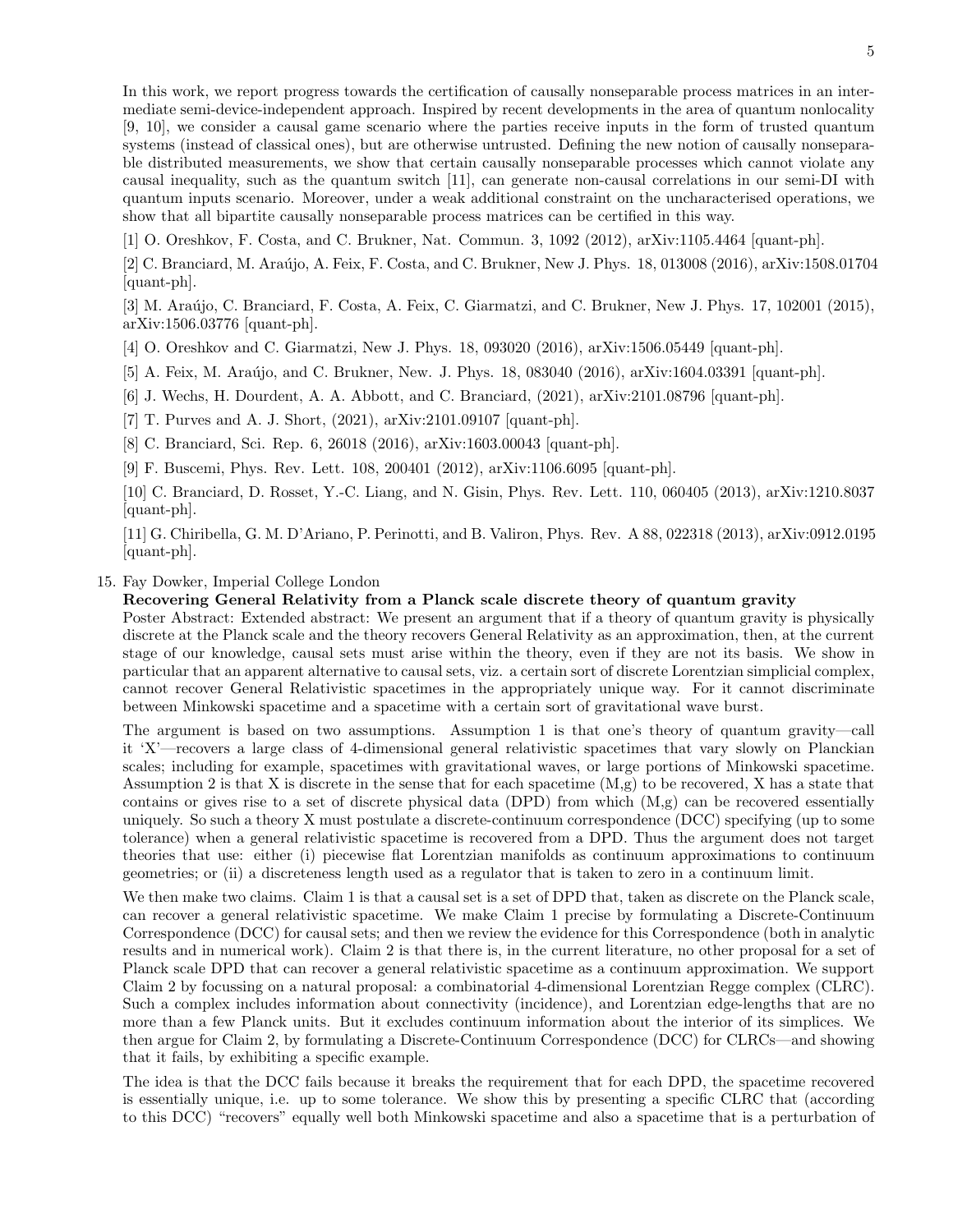In this work, we report progress towards the certification of causally nonseparable process matrices in an intermediate semi-device-independent approach. Inspired by recent developments in the area of quantum nonlocality [9, 10], we consider a causal game scenario where the parties receive inputs in the form of trusted quantum systems (instead of classical ones), but are otherwise untrusted. Defining the new notion of causally nonseparable distributed measurements, we show that certain causally nonseparable processes which cannot violate any causal inequality, such as the quantum switch [11], can generate non-causal correlations in our semi-DI with quantum inputs scenario. Moreover, under a weak additional constraint on the uncharacterised operations, we show that all bipartite causally nonseparable process matrices can be certified in this way.

[1] O. Oreshkov, F. Costa, and C. Brukner, Nat. Commun. 3, 1092 (2012), arXiv:1105.4464 [quant-ph].

[2] C. Branciard, M. Araújo, A. Feix, F. Costa, and C. Brukner, New J. Phys. 18, 013008 (2016), arXiv:1508.01704 [quant-ph].

[3] M. Araújo, C. Branciard, F. Costa, A. Feix, C. Giarmatzi, and C. Brukner, New J. Phys. 17, 102001 (2015), arXiv:1506.03776 [quant-ph].

[4] O. Oreshkov and C. Giarmatzi, New J. Phys. 18, 093020 (2016), arXiv:1506.05449 [quant-ph].

[5] A. Feix, M. Araújo, and C. Brukner, New. J. Phys. 18, 083040 (2016), arXiv:1604.03391 [quant-ph].

[6] J. Wechs, H. Dourdent, A. A. Abbott, and C. Branciard, (2021), arXiv:2101.08796 [quant-ph].

[7] T. Purves and A. J. Short, (2021), arXiv:2101.09107 [quant-ph].

[8] C. Branciard, Sci. Rep. 6, 26018 (2016), arXiv:1603.00043 [quant-ph].

[9] F. Buscemi, Phys. Rev. Lett. 108, 200401 (2012), arXiv:1106.6095 [quant-ph].

[10] C. Branciard, D. Rosset, Y.-C. Liang, and N. Gisin, Phys. Rev. Lett. 110, 060405 (2013), arXiv:1210.8037 [quant-ph].

[11] G. Chiribella, G. M. D'Ariano, P. Perinotti, and B. Valiron, Phys. Rev. A 88, 022318 (2013), arXiv:0912.0195 [quant-ph].

15. Fay Dowker, Imperial College London

**Recovering General Relativity from a Planck scale discrete theory of quantum gravity**

Poster Abstract: Extended abstract: We present an argument that if a theory of quantum gravity is physically discrete at the Planck scale and the theory recovers General Relativity as an approximation, then, at the current stage of our knowledge, causal sets must arise within the theory, even if they are not its basis. We show in particular that an apparent alternative to causal sets, viz. a certain sort of discrete Lorentzian simplicial complex, cannot recover General Relativistic spacetimes in the appropriately unique way. For it cannot discriminate between Minkowski spacetime and a spacetime with a certain sort of gravitational wave burst.

The argument is based on two assumptions. Assumption 1 is that one's theory of quantum gravity—call it 'X'—recovers a large class of 4-dimensional general relativistic spacetimes that vary slowly on Planckian scales; including for example, spacetimes with gravitational waves, or large portions of Minkowski spacetime. Assumption 2 is that X is discrete in the sense that for each spacetime (M,g) to be recovered, X has a state that contains or gives rise to a set of discrete physical data (DPD) from which (M,g) can be recovered essentially uniquely. So such a theory X must postulate a discrete-continuum correspondence (DCC) specifying (up to some tolerance) when a general relativistic spacetime is recovered from a DPD. Thus the argument does not target theories that use: either (i) piecewise flat Lorentzian manifolds as continuum approximations to continuum geometries; or (ii) a discreteness length used as a regulator that is taken to zero in a continuum limit.

We then make two claims. Claim 1 is that a causal set is a set of DPD that, taken as discrete on the Planck scale, can recover a general relativistic spacetime. We make Claim 1 precise by formulating a Discrete-Continuum Correspondence (DCC) for causal sets; and then we review the evidence for this Correspondence (both in analytic results and in numerical work). Claim 2 is that there is, in the current literature, no other proposal for a set of Planck scale DPD that can recover a general relativistic spacetime as a continuum approximation. We support Claim 2 by focussing on a natural proposal: a combinatorial 4-dimensional Lorentzian Regge complex (CLRC). Such a complex includes information about connectivity (incidence), and Lorentzian edge-lengths that are no more than a few Planck units. But it excludes continuum information about the interior of its simplices. We then argue for Claim 2, by formulating a Discrete-Continuum Correspondence (DCC) for CLRCs—and showing that it fails, by exhibiting a specific example.

The idea is that the DCC fails because it breaks the requirement that for each DPD, the spacetime recovered is essentially unique, i.e. up to some tolerance. We show this by presenting a specific CLRC that (according to this DCC) "recovers" equally well both Minkowski spacetime and also a spacetime that is a perturbation of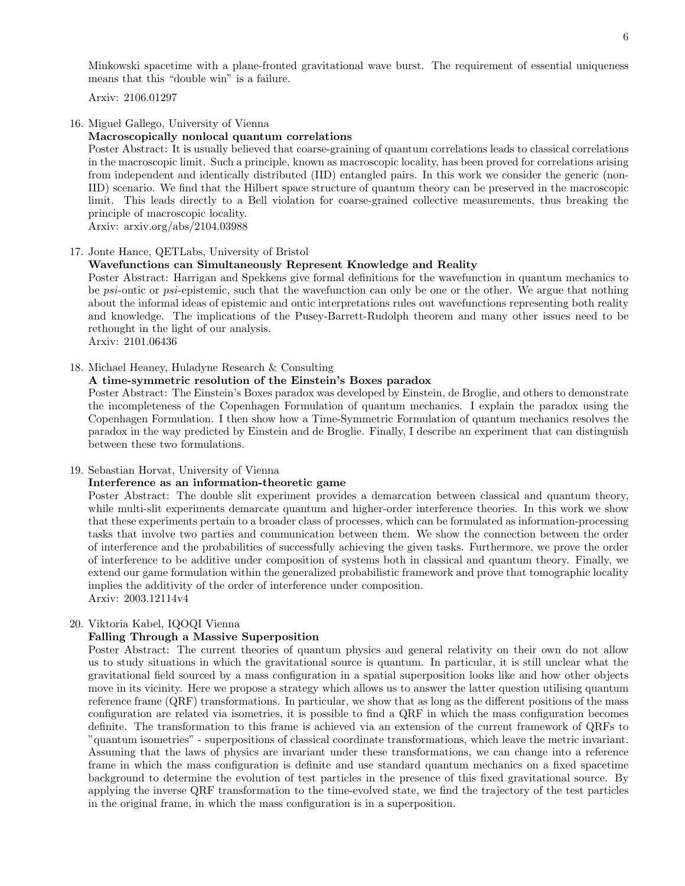Minkowski spacetime with a plane-fronted gravitational wave burst. The requirement of essential uniqueness means that this "double win" is a failure.

Arxiv: 2106.01297

16. Miguel Gallego, University of Vienna
    **Macroscopically nonlocal quantum correlations**
    Poster Abstract: It is usually believed that coarse-graining of quantum correlations leads to classical correlations in the macroscopic limit. Such a principle, known as macroscopic locality, has been proved for correlations arising from independent and identically distributed (IID) entangled pairs. In this work we consider the generic (non-IID) scenario. We find that the Hilbert space structure of quantum theory can be preserved in the macroscopic limit. This leads directly to a Bell violation for coarse-grained collective measurements, thus breaking the principle of macroscopic locality.
    Arxiv: arxiv.org/abs/2104.03988

17. Jonte Hance, QETLabs, University of Bristol
    **Wavefunctions can Simultaneously Represent Knowledge and Reality**
    Poster Abstract: Harrigan and Spekkens give formal definitions for the wavefunction in quantum mechanics to be *psi*-ontic or *psi*-epistemic, such that the wavefunction can only be one or the other. We argue that nothing about the informal ideas of epistemic and ontic interpretations rules out wavefunctions representing both reality and knowledge. The implications of the Pusey-Barrett-Rudolph theorem and many other issues need to be rethought in the light of our analysis.
    Arxiv: 2101.06436

18. Michael Heaney, Huladyne Research & Consulting
    **A time-symmetric resolution of the Einstein's Boxes paradox**
    Poster Abstract: The Einstein's Boxes paradox was developed by Einstein, de Broglie, and others to demonstrate the incompleteness of the Copenhagen Formulation of quantum mechanics. I explain the paradox using the Copenhagen Formulation. I then show how a Time-Symmetric Formulation of quantum mechanics resolves the paradox in the way predicted by Einstein and de Broglie. Finally, I describe an experiment that can distinguish between these two formulations.

19. Sebastian Horvat, University of Vienna
    **Interference as an information-theoretic game**
    Poster Abstract: The double slit experiment provides a demarcation between classical and quantum theory, while multi-slit experiments demarcate quantum and higher-order interference theories. In this work we show that these experiments pertain to a broader class of processes, which can be formulated as information-processing tasks that involve two parties and communication between them. We show the connection between the order of interference and the probabilities of successfully achieving the given tasks. Furthermore, we prove the order of interference to be additive under composition of systems both in classical and quantum theory. Finally, we extend our game formulation within the generalized probabilistic framework and prove that tomographic locality implies the additivity of the order of interference under composition.
    Arxiv: 2003.12114v4

20. Viktoria Kabel, IQOQI Vienna
    **Falling Through a Massive Superposition**
    Poster Abstract: The current theories of quantum physics and general relativity on their own do not allow us to study situations in which the gravitational source is quantum. In particular, it is still unclear what the gravitational field sourced by a mass configuration in a spatial superposition looks like and how other objects move in its vicinity. Here we propose a strategy which allows us to answer the latter question utilising quantum reference frame (QRF) transformations. In particular, we show that as long as the different positions of the mass configuration are related via isometries, it is possible to find a QRF in which the mass configuration becomes definite. The transformation to this frame is achieved via an extension of the current framework of QRFs to "quantum isometries" - superpositions of classical coordinate transformations, which leave the metric invariant. Assuming that the laws of physics are invariant under these transformations, we can change into a reference frame in which the mass configuration is definite and use standard quantum mechanics on a fixed spacetime background to determine the evolution of test particles in the presence of this fixed gravitational source. By applying the inverse QRF transformation to the time-evolved state, we find the trajectory of the test particles in the original frame, in which the mass configuration is in a superposition.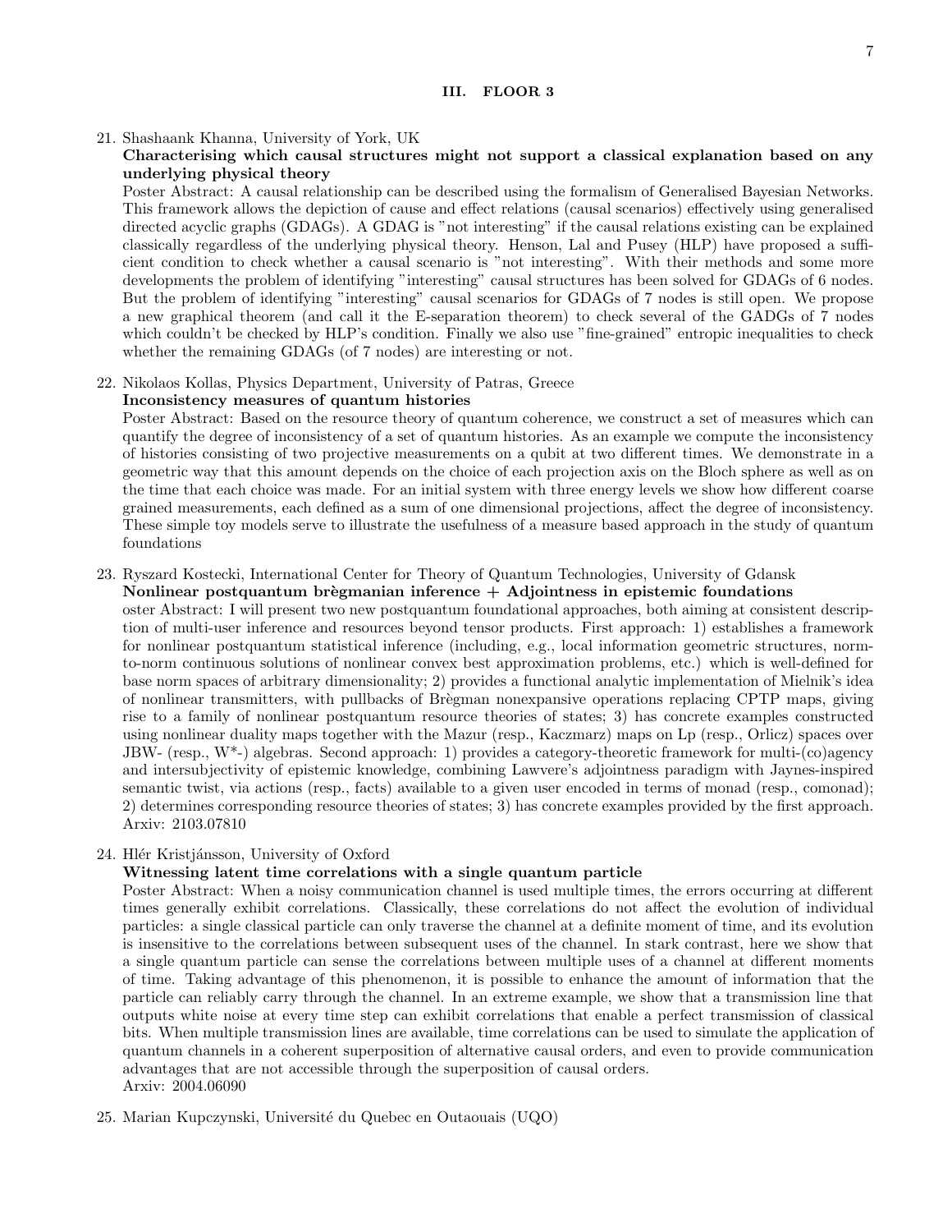## III. FLOOR 3

21. Shashaank Khanna, University of York, UK

    **Characterising which causal structures might not support a classical explanation based on any underlying physical theory**

    Poster Abstract: A causal relationship can be described using the formalism of Generalised Bayesian Networks. This framework allows the depiction of cause and effect relations (causal scenarios) effectively using generalised directed acyclic graphs (GDAGs). A GDAG is "not interesting" if the causal relations existing can be explained classically regardless of the underlying physical theory. Henson, Lal and Pusey (HLP) have proposed a sufficient condition to check whether a causal scenario is "not interesting". With their methods and some more developments the problem of identifying "interesting" causal structures has been solved for GDAGs of 6 nodes. But the problem of identifying "interesting" causal scenarios for GDAGs of 7 nodes is still open. We propose a new graphical theorem (and call it the E-separation theorem) to check several of the GADGs of 7 nodes which couldn't be checked by HLP's condition. Finally we also use "fine-grained" entropic inequalities to check whether the remaining GDAGs (of 7 nodes) are interesting or not.

22. Nikolaos Kollas, Physics Department, University of Patras, Greece

    **Inconsistency measures of quantum histories**

    Poster Abstract: Based on the resource theory of quantum coherence, we construct a set of measures which can quantify the degree of inconsistency of a set of quantum histories. As an example we compute the inconsistency of histories consisting of two projective measurements on a qubit at two different times. We demonstrate in a geometric way that this amount depends on the choice of each projection axis on the Bloch sphere as well as on the time that each choice was made. For an initial system with three energy levels we show how different coarse grained measurements, each defined as a sum of one dimensional projections, affect the degree of inconsistency. These simple toy models serve to illustrate the usefulness of a measure based approach in the study of quantum foundations

23. Ryszard Kostecki, International Center for Theory of Quantum Technologies, University of Gdansk

    **Nonlinear postquantum brègmanian inference + Adjointness in epistemic foundations**

    oster Abstract: I will present two new postquantum foundational approaches, both aiming at consistent description of multi-user inference and resources beyond tensor products. First approach: 1) establishes a framework for nonlinear postquantum statistical inference (including, e.g., local information geometric structures, norm-to-norm continuous solutions of nonlinear convex best approximation problems, etc.) which is well-defined for base norm spaces of arbitrary dimensionality; 2) provides a functional analytic implementation of Mielnik's idea of nonlinear transmitters, with pullbacks of Brègman nonexpansive operations replacing CPTP maps, giving rise to a family of nonlinear postquantum resource theories of states; 3) has concrete examples constructed using nonlinear duality maps together with the Mazur (resp., Kaczmarz) maps on Lp (resp., Orlicz) spaces over JBW- (resp., W*-) algebras. Second approach: 1) provides a category-theoretic framework for multi-(co)agency and intersubjectivity of epistemic knowledge, combining Lawvere's adjointness paradigm with Jaynes-inspired semantic twist, via actions (resp., facts) available to a given user encoded in terms of monad (resp., comonad); 2) determines corresponding resource theories of states; 3) has concrete examples provided by the first approach. Arxiv: 2103.07810

24. Hlér Kristjánsson, University of Oxford

    **Witnessing latent time correlations with a single quantum particle**

    Poster Abstract: When a noisy communication channel is used multiple times, the errors occurring at different times generally exhibit correlations. Classically, these correlations do not affect the evolution of individual particles: a single classical particle can only traverse the channel at a definite moment of time, and its evolution is insensitive to the correlations between subsequent uses of the channel. In stark contrast, here we show that a single quantum particle can sense the correlations between multiple uses of a channel at different moments of time. Taking advantage of this phenomenon, it is possible to enhance the amount of information that the particle can reliably carry through the channel. In an extreme example, we show that a transmission line that outputs white noise at every time step can exhibit correlations that enable a perfect transmission of classical bits. When multiple transmission lines are available, time correlations can be used to simulate the application of quantum channels in a coherent superposition of alternative causal orders, and even to provide communication advantages that are not accessible through the superposition of causal orders.
    Arxiv: 2004.06090

25. Marian Kupczynski, Université du Quebec en Outaouais (UQO)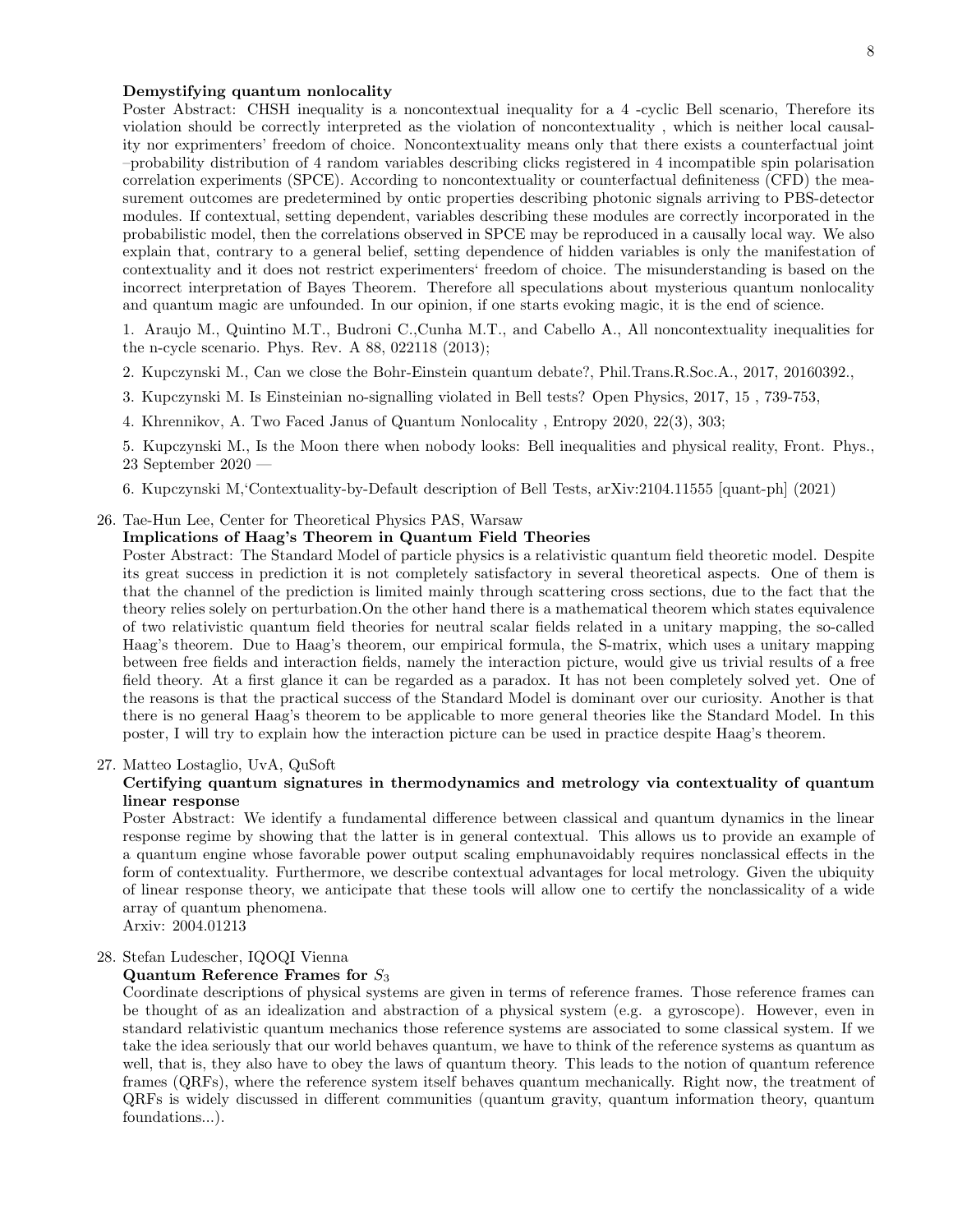**Demystifying quantum nonlocality**

Poster Abstract: CHSH inequality is a noncontextual inequality for a 4 -cyclic Bell scenario, Therefore its violation should be correctly interpreted as the violation of noncontextuality , which is neither local causality nor exprimenters' freedom of choice. Noncontextuality means only that there exists a counterfactual joint –probability distribution of 4 random variables describing clicks registered in 4 incompatible spin polarisation correlation experiments (SPCE). According to noncontextuality or counterfactual definiteness (CFD) the measurement outcomes are predetermined by ontic properties describing photonic signals arriving to PBS-detector modules. If contextual, setting dependent, variables describing these modules are correctly incorporated in the probabilistic model, then the correlations observed in SPCE may be reproduced in a causally local way. We also explain that, contrary to a general belief, setting dependence of hidden variables is only the manifestation of contextuality and it does not restrict experimenters' freedom of choice. The misunderstanding is based on the incorrect interpretation of Bayes Theorem. Therefore all speculations about mysterious quantum nonlocality and quantum magic are unfounded. In our opinion, if one starts evoking magic, it is the end of science.

1. Araujo M., Quintino M.T., Budroni C.,Cunha M.T., and Cabello A., All noncontextuality inequalities for the n-cycle scenario. Phys. Rev. A 88, 022118 (2013);

2. Kupczynski M., Can we close the Bohr-Einstein quantum debate?, Phil.Trans.R.Soc.A., 2017, 20160392.,

3. Kupczynski M. Is Einsteinian no-signalling violated in Bell tests? Open Physics, 2017, 15 , 739-753,

4. Khrennikov, A. Two Faced Janus of Quantum Nonlocality , Entropy 2020, 22(3), 303;

5. Kupczynski M., Is the Moon there when nobody looks: Bell inequalities and physical reality, Front. Phys., 23 September 2020 —

6. Kupczynski M,'Contextuality-by-Default description of Bell Tests, arXiv:2104.11555 [quant-ph] (2021)

26. Tae-Hun Lee, Center for Theoretical Physics PAS, Warsaw

**Implications of Haag's Theorem in Quantum Field Theories**

Poster Abstract: The Standard Model of particle physics is a relativistic quantum field theoretic model. Despite its great success in prediction it is not completely satisfactory in several theoretical aspects. One of them is that the channel of the prediction is limited mainly through scattering cross sections, due to the fact that the theory relies solely on perturbation.On the other hand there is a mathematical theorem which states equivalence of two relativistic quantum field theories for neutral scalar fields related in a unitary mapping, the so-called Haag's theorem. Due to Haag's theorem, our empirical formula, the S-matrix, which uses a unitary mapping between free fields and interaction fields, namely the interaction picture, would give us trivial results of a free field theory. At a first glance it can be regarded as a paradox. It has not been completely solved yet. One of the reasons is that the practical success of the Standard Model is dominant over our curiosity. Another is that there is no general Haag's theorem to be applicable to more general theories like the Standard Model. In this poster, I will try to explain how the interaction picture can be used in practice despite Haag's theorem.

27. Matteo Lostaglio, UvA, QuSoft

**Certifying quantum signatures in thermodynamics and metrology via contextuality of quantum linear response**

Poster Abstract: We identify a fundamental difference between classical and quantum dynamics in the linear response regime by showing that the latter is in general contextual. This allows us to provide an example of a quantum engine whose favorable power output scaling emphunavoidably requires nonclassical effects in the form of contextuality. Furthermore, we describe contextual advantages for local metrology. Given the ubiquity of linear response theory, we anticipate that these tools will allow one to certify the nonclassicality of a wide array of quantum phenomena.

Arxiv: 2004.01213

28. Stefan Ludescher, IQOQI Vienna

**Quantum Reference Frames for $S_3$**

Coordinate descriptions of physical systems are given in terms of reference frames. Those reference frames can be thought of as an idealization and abstraction of a physical system (e.g. a gyroscope). However, even in standard relativistic quantum mechanics those reference systems are associated to some classical system. If we take the idea seriously that our world behaves quantum, we have to think of the reference systems as quantum as well, that is, they also have to obey the laws of quantum theory. This leads to the notion of quantum reference frames (QRFs), where the reference system itself behaves quantum mechanically. Right now, the treatment of QRFs is widely discussed in different communities (quantum gravity, quantum information theory, quantum foundations...).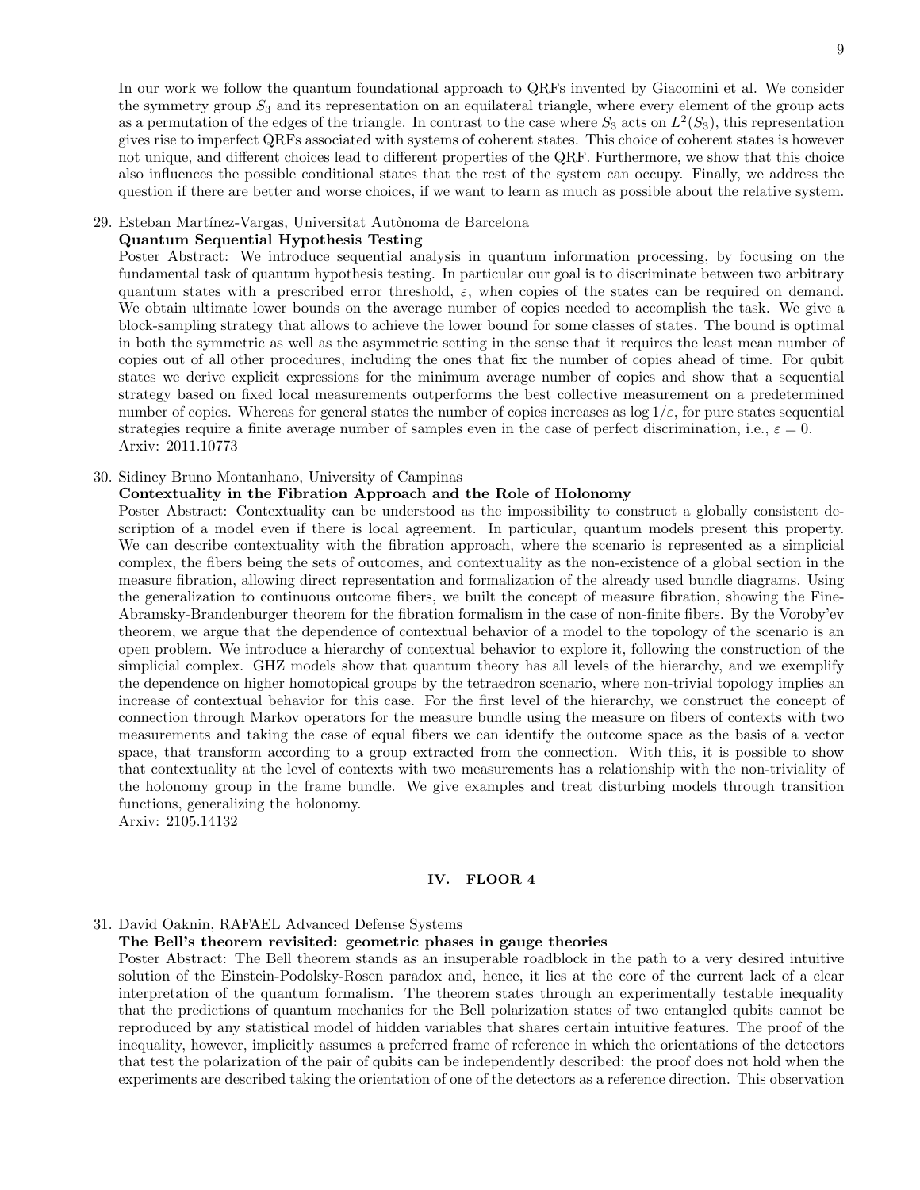In our work we follow the quantum foundational approach to QRFs invented by Giacomini et al. We consider the symmetry group $S_3$ and its representation on an equilateral triangle, where every element of the group acts as a permutation of the edges of the triangle. In contrast to the case where $S_3$ acts on $L^2(S_3)$, this representation gives rise to imperfect QRFs associated with systems of coherent states. This choice of coherent states is however not unique, and different choices lead to different properties of the QRF. Furthermore, we show that this choice also influences the possible conditional states that the rest of the system can occupy. Finally, we address the question if there are better and worse choices, if we want to learn as much as possible about the relative system.

29. Esteban Martínez-Vargas, Universitat Autònoma de Barcelona
**Quantum Sequential Hypothesis Testing**
Poster Abstract: We introduce sequential analysis in quantum information processing, by focusing on the fundamental task of quantum hypothesis testing. In particular our goal is to discriminate between two arbitrary quantum states with a prescribed error threshold, $\varepsilon$, when copies of the states can be required on demand. We obtain ultimate lower bounds on the average number of copies needed to accomplish the task. We give a block-sampling strategy that allows to achieve the lower bound for some classes of states. The bound is optimal in both the symmetric as well as the asymmetric setting in the sense that it requires the least mean number of copies out of all other procedures, including the ones that fix the number of copies ahead of time. For qubit states we derive explicit expressions for the minimum average number of copies and show that a sequential strategy based on fixed local measurements outperforms the best collective measurement on a predetermined number of copies. Whereas for general states the number of copies increases as $\log 1/\varepsilon$, for pure states sequential strategies require a finite average number of samples even in the case of perfect discrimination, i.e., $\varepsilon = 0$.
Arxiv: 2011.10773

30. Sidiney Bruno Montanhano, University of Campinas
**Contextuality in the Fibration Approach and the Role of Holonomy**
Poster Abstract: Contextuality can be understood as the impossibility to construct a globally consistent description of a model even if there is local agreement. In particular, quantum models present this property. We can describe contextuality with the fibration approach, where the scenario is represented as a simplicial complex, the fibers being the sets of outcomes, and contextuality as the non-existence of a global section in the measure fibration, allowing direct representation and formalization of the already used bundle diagrams. Using the generalization to continuous outcome fibers, we built the concept of measure fibration, showing the Fine-Abramsky-Brandenburger theorem for the fibration formalism in the case of non-finite fibers. By the Voroby'ev theorem, we argue that the dependence of contextual behavior of a model to the topology of the scenario is an open problem. We introduce a hierarchy of contextual behavior to explore it, following the construction of the simplicial complex. GHZ models show that quantum theory has all levels of the hierarchy, and we exemplify the dependence on higher homotopical groups by the tetraedron scenario, where non-trivial topology implies an increase of contextual behavior for this case. For the first level of the hierarchy, we construct the concept of connection through Markov operators for the measure bundle using the measure on fibers of contexts with two measurements and taking the case of equal fibers we can identify the outcome space as the basis of a vector space, that transform according to a group extracted from the connection. With this, it is possible to show that contextuality at the level of contexts with two measurements has a relationship with the non-triviality of the holonomy group in the frame bundle. We give examples and treat disturbing models through transition functions, generalizing the holonomy.
Arxiv: 2105.14132

## IV. FLOOR 4

31. David Oaknin, RAFAEL Advanced Defense Systems
**The Bell's theorem revisited: geometric phases in gauge theories**
Poster Abstract: The Bell theorem stands as an insuperable roadblock in the path to a very desired intuitive solution of the Einstein-Podolsky-Rosen paradox and, hence, it lies at the core of the current lack of a clear interpretation of the quantum formalism. The theorem states through an experimentally testable inequality that the predictions of quantum mechanics for the Bell polarization states of two entangled qubits cannot be reproduced by any statistical model of hidden variables that shares certain intuitive features. The proof of the inequality, however, implicitly assumes a preferred frame of reference in which the orientations of the detectors that test the polarization of the pair of qubits can be independently described: the proof does not hold when the experiments are described taking the orientation of one of the detectors as a reference direction. This observation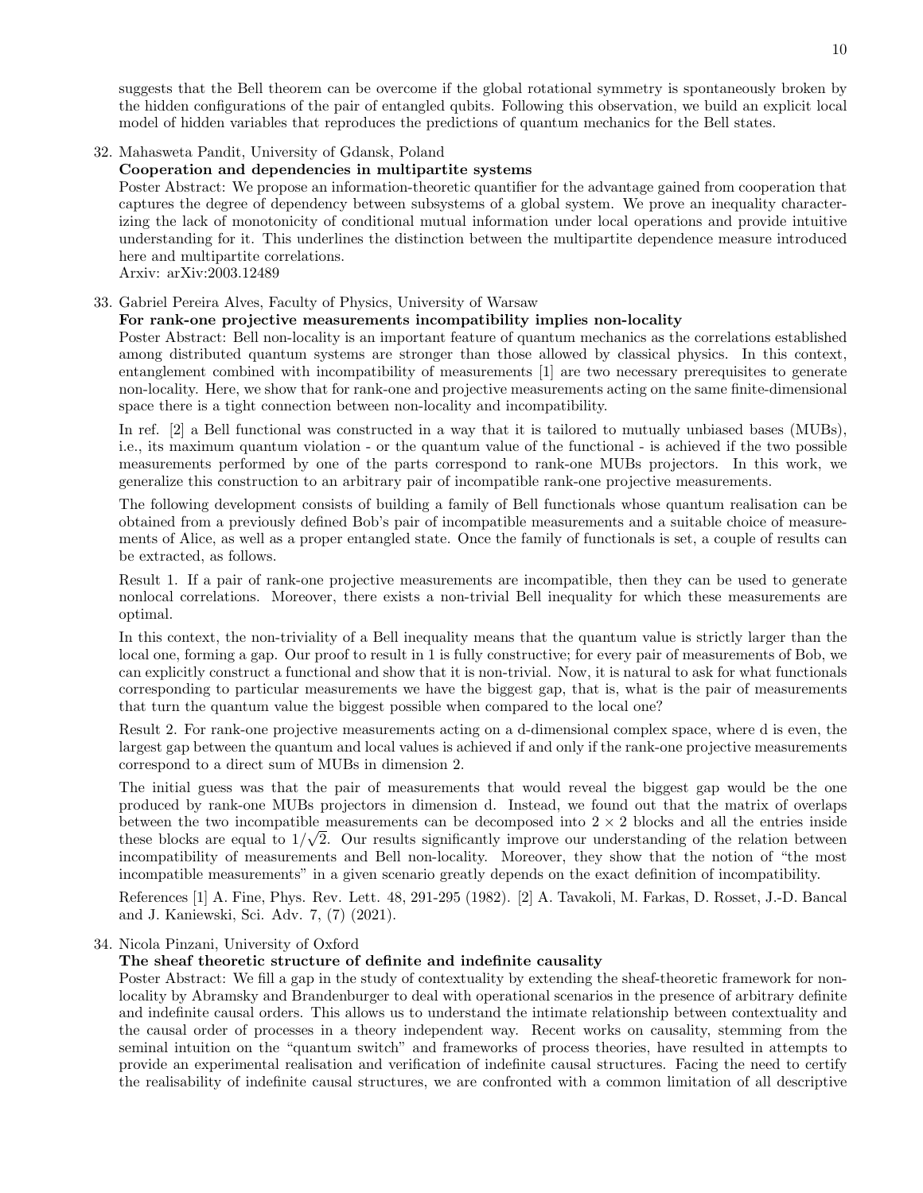suggests that the Bell theorem can be overcome if the global rotational symmetry is spontaneously broken by the hidden configurations of the pair of entangled qubits. Following this observation, we build an explicit local model of hidden variables that reproduces the predictions of quantum mechanics for the Bell states.

32. Mahasweta Pandit, University of Gdansk, Poland
 **Cooperation and dependencies in multipartite systems**
 Poster Abstract: We propose an information-theoretic quantifier for the advantage gained from cooperation that captures the degree of dependency between subsystems of a global system. We prove an inequality characterizing the lack of monotonicity of conditional mutual information under local operations and provide intuitive understanding for it. This underlines the distinction between the multipartite dependence measure introduced here and multipartite correlations.
 Arxiv: arXiv:2003.12489

33. Gabriel Pereira Alves, Faculty of Physics, University of Warsaw
 **For rank-one projective measurements incompatibility implies non-locality**
 Poster Abstract: Bell non-locality is an important feature of quantum mechanics as the correlations established among distributed quantum systems are stronger than those allowed by classical physics. In this context, entanglement combined with incompatibility of measurements [1] are two necessary prerequisites to generate non-locality. Here, we show that for rank-one and projective measurements acting on the same finite-dimensional space there is a tight connection between non-locality and incompatibility.

 In ref. [2] a Bell functional was constructed in a way that it is tailored to mutually unbiased bases (MUBs), i.e., its maximum quantum violation - or the quantum value of the functional - is achieved if the two possible measurements performed by one of the parts correspond to rank-one MUBs projectors. In this work, we generalize this construction to an arbitrary pair of incompatible rank-one projective measurements.

 The following development consists of building a family of Bell functionals whose quantum realisation can be obtained from a previously defined Bob's pair of incompatible measurements and a suitable choice of measurements of Alice, as well as a proper entangled state. Once the family of functionals is set, a couple of results can be extracted, as follows.

 Result 1. If a pair of rank-one projective measurements are incompatible, then they can be used to generate nonlocal correlations. Moreover, there exists a non-trivial Bell inequality for which these measurements are optimal.

 In this context, the non-triviality of a Bell inequality means that the quantum value is strictly larger than the local one, forming a gap. Our proof to result in 1 is fully constructive; for every pair of measurements of Bob, we can explicitly construct a functional and show that it is non-trivial. Now, it is natural to ask for what functionals corresponding to particular measurements we have the biggest gap, that is, what is the pair of measurements that turn the quantum value the biggest possible when compared to the local one?

 Result 2. For rank-one projective measurements acting on a d-dimensional complex space, where d is even, the largest gap between the quantum and local values is achieved if and only if the rank-one projective measurements correspond to a direct sum of MUBs in dimension 2.

 The initial guess was that the pair of measurements that would reveal the biggest gap would be the one produced by rank-one MUBs projectors in dimension d. Instead, we found out that the matrix of overlaps between the two incompatible measurements can be decomposed into $2 \times 2$ blocks and all the entries inside these blocks are equal to $1/\sqrt{2}$. Our results significantly improve our understanding of the relation between incompatibility of measurements and Bell non-locality. Moreover, they show that the notion of "the most incompatible measurements" in a given scenario greatly depends on the exact definition of incompatibility.

 References [1] A. Fine, Phys. Rev. Lett. 48, 291-295 (1982). [2] A. Tavakoli, M. Farkas, D. Rosset, J.-D. Bancal and J. Kaniewski, Sci. Adv. 7, (7) (2021).

34. Nicola Pinzani, University of Oxford
 **The sheaf theoretic structure of definite and indefinite causality**
 Poster Abstract: We fill a gap in the study of contextuality by extending the sheaf-theoretic framework for non-locality by Abramsky and Brandenburger to deal with operational scenarios in the presence of arbitrary definite and indefinite causal orders. This allows us to understand the intimate relationship between contextuality and the causal order of processes in a theory independent way. Recent works on causality, stemming from the seminal intuition on the "quantum switch" and frameworks of process theories, have resulted in attempts to provide an experimental realisation and verification of indefinite causal structures. Facing the need to certify the realisability of indefinite causal structures, we are confronted with a common limitation of all descriptive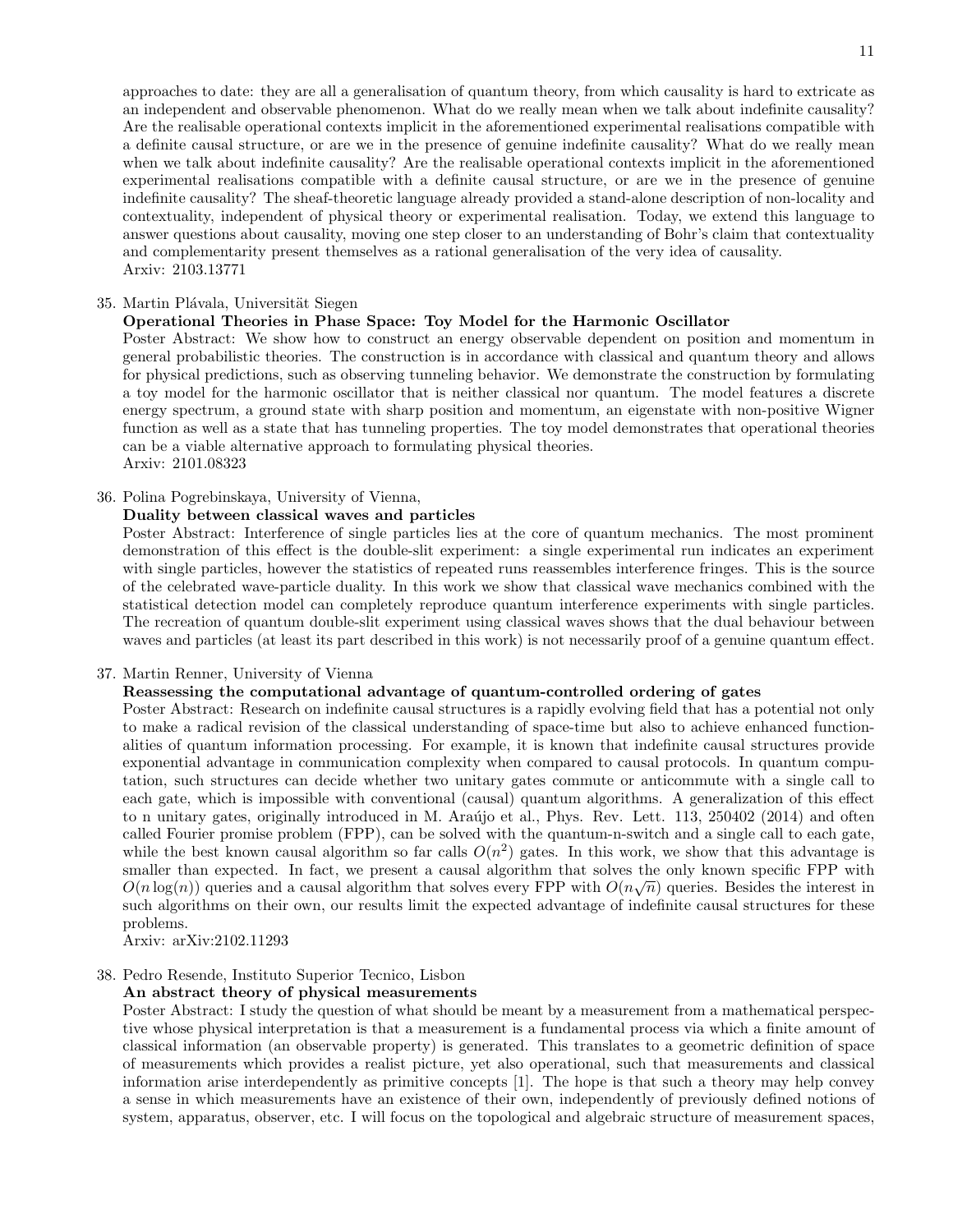approaches to date: they are all a generalisation of quantum theory, from which causality is hard to extricate as an independent and observable phenomenon. What do we really mean when we talk about indefinite causality? Are the realisable operational contexts implicit in the aforementioned experimental realisations compatible with a definite causal structure, or are we in the presence of genuine indefinite causality? What do we really mean when we talk about indefinite causality? Are the realisable operational contexts implicit in the aforementioned experimental realisations compatible with a definite causal structure, or are we in the presence of genuine indefinite causality? The sheaf-theoretic language already provided a stand-alone description of non-locality and contextuality, independent of physical theory or experimental realisation. Today, we extend this language to answer questions about causality, moving one step closer to an understanding of Bohr's claim that contextuality and complementarity present themselves as a rational generalisation of the very idea of causality.
Arxiv: 2103.13771

35. Martin Plávala, Universität Siegen
**Operational Theories in Phase Space: Toy Model for the Harmonic Oscillator**
Poster Abstract: We show how to construct an energy observable dependent on position and momentum in general probabilistic theories. The construction is in accordance with classical and quantum theory and allows for physical predictions, such as observing tunneling behavior. We demonstrate the construction by formulating a toy model for the harmonic oscillator that is neither classical nor quantum. The model features a discrete energy spectrum, a ground state with sharp position and momentum, an eigenstate with non-positive Wigner function as well as a state that has tunneling properties. The toy model demonstrates that operational theories can be a viable alternative approach to formulating physical theories.
Arxiv: 2101.08323

36. Polina Pogrebinskaya, University of Vienna,
**Duality between classical waves and particles**
Poster Abstract: Interference of single particles lies at the core of quantum mechanics. The most prominent demonstration of this effect is the double-slit experiment: a single experimental run indicates an experiment with single particles, however the statistics of repeated runs reassembles interference fringes. This is the source of the celebrated wave-particle duality. In this work we show that classical wave mechanics combined with the statistical detection model can completely reproduce quantum interference experiments with single particles. The recreation of quantum double-slit experiment using classical waves shows that the dual behaviour between waves and particles (at least its part described in this work) is not necessarily proof of a genuine quantum effect.

37. Martin Renner, University of Vienna
**Reassessing the computational advantage of quantum-controlled ordering of gates**
Poster Abstract: Research on indefinite causal structures is a rapidly evolving field that has a potential not only to make a radical revision of the classical understanding of space-time but also to achieve enhanced functionalities of quantum information processing. For example, it is known that indefinite causal structures provide exponential advantage in communication complexity when compared to causal protocols. In quantum computation, such structures can decide whether two unitary gates commute or anticommute with a single call to each gate, which is impossible with conventional (causal) quantum algorithms. A generalization of this effect to n unitary gates, originally introduced in M. Araújo et al., Phys. Rev. Lett. 113, 250402 (2014) and often called Fourier promise problem (FPP), can be solved with the quantum-n-switch and a single call to each gate, while the best known causal algorithm so far calls $O(n^2)$ gates. In this work, we show that this advantage is smaller than expected. In fact, we present a causal algorithm that solves the only known specific FPP with $O(n \log(n))$ queries and a causal algorithm that solves every FPP with $O(n\sqrt{n})$ queries. Besides the interest in such algorithms on their own, our results limit the expected advantage of indefinite causal structures for these problems.
Arxiv: arXiv:2102.11293

38. Pedro Resende, Instituto Superior Tecnico, Lisbon
**An abstract theory of physical measurements**
Poster Abstract: I study the question of what should be meant by a measurement from a mathematical perspective whose physical interpretation is that a measurement is a fundamental process via which a finite amount of classical information (an observable property) is generated. This translates to a geometric definition of space of measurements which provides a realist picture, yet also operational, such that measurements and classical information arise interdependently as primitive concepts [1]. The hope is that such a theory may help convey a sense in which measurements have an existence of their own, independently of previously defined notions of system, apparatus, observer, etc. I will focus on the topological and algebraic structure of measurement spaces,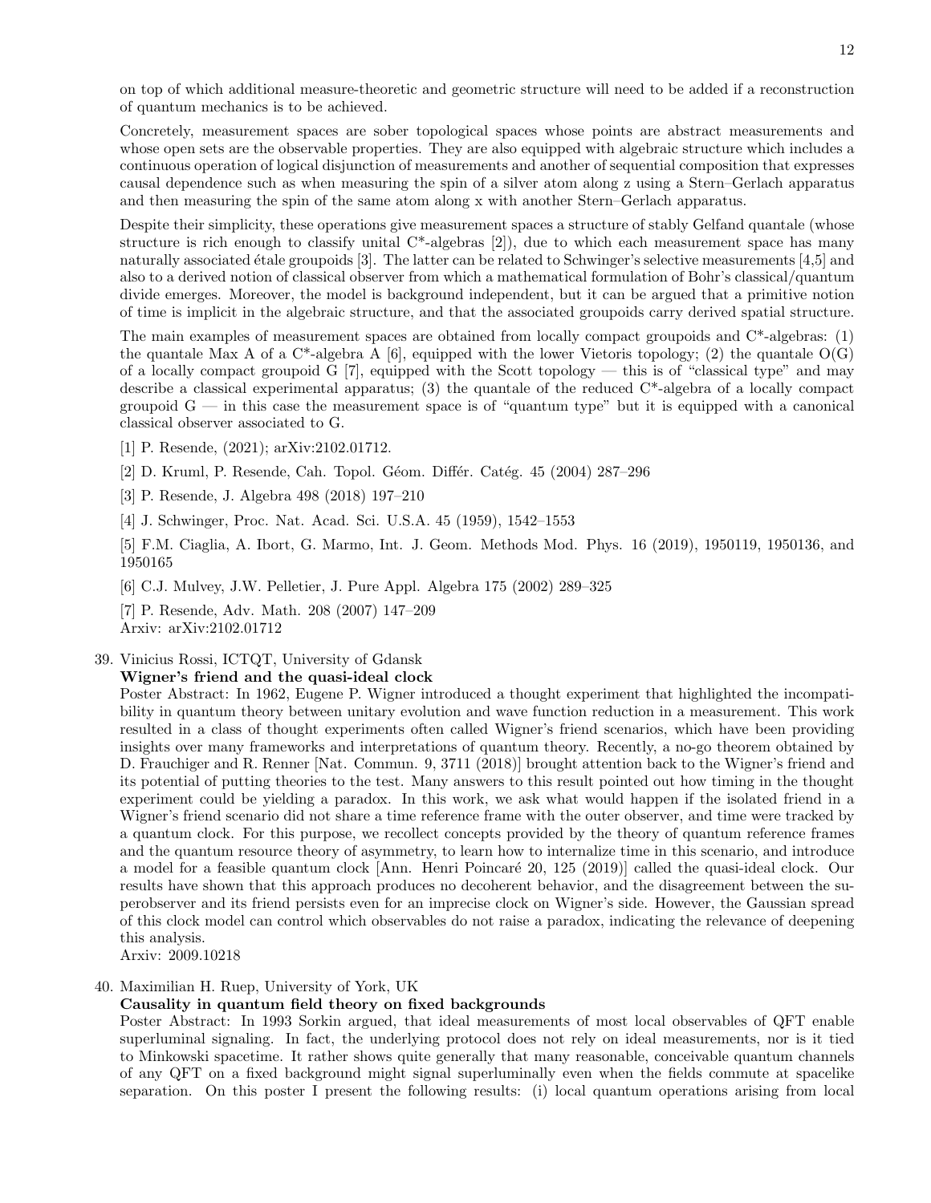on top of which additional measure-theoretic and geometric structure will need to be added if a reconstruction of quantum mechanics is to be achieved.

Concretely, measurement spaces are sober topological spaces whose points are abstract measurements and whose open sets are the observable properties. They are also equipped with algebraic structure which includes a continuous operation of logical disjunction of measurements and another of sequential composition that expresses causal dependence such as when measuring the spin of a silver atom along z using a Stern–Gerlach apparatus and then measuring the spin of the same atom along x with another Stern–Gerlach apparatus.

Despite their simplicity, these operations give measurement spaces a structure of stably Gelfand quantale (whose structure is rich enough to classify unital C*-algebras [2]), due to which each measurement space has many naturally associated étale groupoids [3]. The latter can be related to Schwinger's selective measurements [4,5] and also to a derived notion of classical observer from which a mathematical formulation of Bohr's classical/quantum divide emerges. Moreover, the model is background independent, but it can be argued that a primitive notion of time is implicit in the algebraic structure, and that the associated groupoids carry derived spatial structure.

The main examples of measurement spaces are obtained from locally compact groupoids and C*-algebras: (1) the quantale Max A of a C*-algebra A [6], equipped with the lower Vietoris topology; (2) the quantale O(G) of a locally compact groupoid G [7], equipped with the Scott topology — this is of "classical type" and may describe a classical experimental apparatus; (3) the quantale of the reduced C*-algebra of a locally compact groupoid G — in this case the measurement space is of "quantum type" but it is equipped with a canonical classical observer associated to G.

[1] P. Resende, (2021); arXiv:2102.01712.

[2] D. Kruml, P. Resende, Cah. Topol. Géom. Differ. Catég. 45 (2004) 287–296

[3] P. Resende, J. Algebra 498 (2018) 197–210

[4] J. Schwinger, Proc. Nat. Acad. Sci. U.S.A. 45 (1959), 1542–1553

[5] F.M. Ciaglia, A. Ibort, G. Marmo, Int. J. Geom. Methods Mod. Phys. 16 (2019), 1950119, 1950136, and 1950165

[6] C.J. Mulvey, J.W. Pelletier, J. Pure Appl. Algebra 175 (2002) 289–325

[7] P. Resende, Adv. Math. 208 (2007) 147–209
Arxiv: arXiv:2102.01712

39. Vinicius Rossi, ICTQT, University of Gdansk
**Wigner's friend and the quasi-ideal clock**
Poster Abstract: In 1962, Eugene P. Wigner introduced a thought experiment that highlighted the incompatibility in quantum theory between unitary evolution and wave function reduction in a measurement. This work resulted in a class of thought experiments often called Wigner's friend scenarios, which have been providing insights over many frameworks and interpretations of quantum theory. Recently, a no-go theorem obtained by D. Frauchiger and R. Renner [Nat. Commun. 9, 3711 (2018)] brought attention back to the Wigner's friend and its potential of putting theories to the test. Many answers to this result pointed out how timing in the thought experiment could be yielding a paradox. In this work, we ask what would happen if the isolated friend in a Wigner's friend scenario did not share a time reference frame with the outer observer, and time were tracked by a quantum clock. For this purpose, we recollect concepts provided by the theory of quantum reference frames and the quantum resource theory of asymmetry, to learn how to internalize time in this scenario, and introduce a model for a feasible quantum clock [Ann. Henri Poincaré 20, 125 (2019)] called the quasi-ideal clock. Our results have shown that this approach produces no decoherent behavior, and the disagreement between the superobserver and its friend persists even for an imprecise clock on Wigner's side. However, the Gaussian spread of this clock model can control which observables do not raise a paradox, indicating the relevance of deepening this analysis.
Arxiv: 2009.10218

40. Maximilian H. Ruep, University of York, UK
**Causality in quantum field theory on fixed backgrounds**
Poster Abstract: In 1993 Sorkin argued, that ideal measurements of most local observables of QFT enable superluminal signaling. In fact, the underlying protocol does not rely on ideal measurements, nor is it tied to Minkowski spacetime. It rather shows quite generally that many reasonable, conceivable quantum channels of any QFT on a fixed background might signal superluminally even when the fields commute at spacelike separation. On this poster I present the following results: (i) local quantum operations arising from local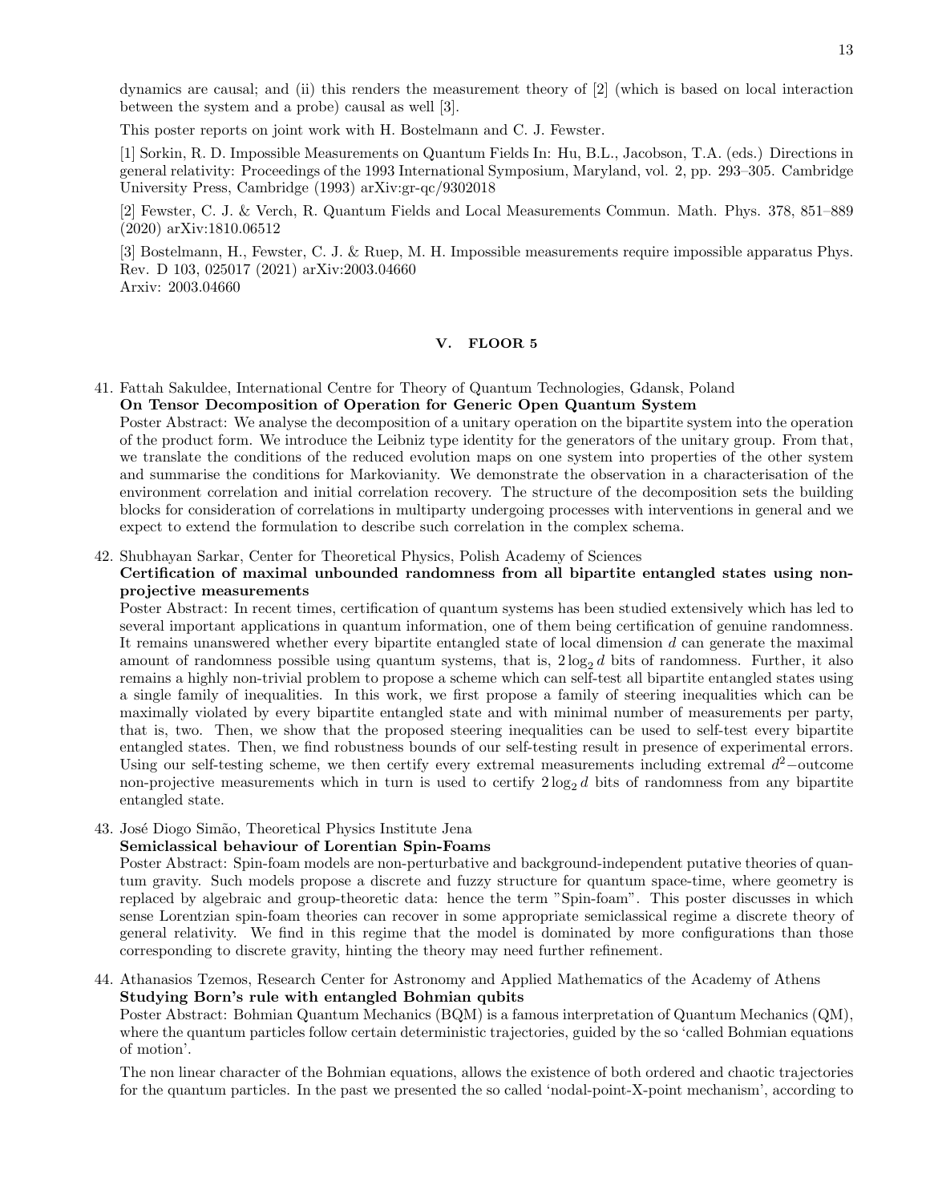dynamics are causal; and (ii) this renders the measurement theory of [2] (which is based on local interaction between the system and a probe) causal as well [3].

This poster reports on joint work with H. Bostelmann and C. J. Fewster.

[1] Sorkin, R. D. Impossible Measurements on Quantum Fields In: Hu, B.L., Jacobson, T.A. (eds.) Directions in general relativity: Proceedings of the 1993 International Symposium, Maryland, vol. 2, pp. 293–305. Cambridge University Press, Cambridge (1993) arXiv:gr-qc/9302018

[2] Fewster, C. J. & Verch, R. Quantum Fields and Local Measurements Commun. Math. Phys. 378, 851–889 (2020) arXiv:1810.06512

[3] Bostelmann, H., Fewster, C. J. & Ruep, M. H. Impossible measurements require impossible apparatus Phys. Rev. D 103, 025017 (2021) arXiv:2003.04660
Arxiv: 2003.04660

## V. FLOOR 5

41. Fattah Sakuldee, International Centre for Theory of Quantum Technologies, Gdansk, Poland
**On Tensor Decomposition of Operation for Generic Open Quantum System**
Poster Abstract: We analyse the decomposition of a unitary operation on the bipartite system into the operation of the product form. We introduce the Leibniz type identity for the generators of the unitary group. From that, we translate the conditions of the reduced evolution maps on one system into properties of the other system and summarise the conditions for Markovianity. We demonstrate the observation in a characterisation of the environment correlation and initial correlation recovery. The structure of the decomposition sets the building blocks for consideration of correlations in multiparty undergoing processes with interventions in general and we expect to extend the formulation to describe such correlation in the complex schema.

42. Shubhayan Sarkar, Center for Theoretical Physics, Polish Academy of Sciences
**Certification of maximal unbounded randomness from all bipartite entangled states using non-projective measurements**
Poster Abstract: In recent times, certification of quantum systems has been studied extensively which has led to several important applications in quantum information, one of them being certification of genuine randomness. It remains unanswered whether every bipartite entangled state of local dimension $d$ can generate the maximal amount of randomness possible using quantum systems, that is, $2\log_2 d$ bits of randomness. Further, it also remains a highly non-trivial problem to propose a scheme which can self-test all bipartite entangled states using a single family of inequalities. In this work, we first propose a family of steering inequalities which can be maximally violated by every bipartite entangled state and with minimal number of measurements per party, that is, two. Then, we show that the proposed steering inequalities can be used to self-test every bipartite entangled states. Then, we find robustness bounds of our self-testing result in presence of experimental errors. Using our self-testing scheme, we then certify every extremal measurements including extremal $d^2-$outcome non-projective measurements which in turn is used to certify $2\log_2 d$ bits of randomness from any bipartite entangled state.

43. José Diogo Simão, Theoretical Physics Institute Jena
**Semiclassical behaviour of Lorentian Spin-Foams**
Poster Abstract: Spin-foam models are non-perturbative and background-independent putative theories of quantum gravity. Such models propose a discrete and fuzzy structure for quantum space-time, where geometry is replaced by algebraic and group-theoretic data: hence the term "Spin-foam". This poster discusses in which sense Lorentzian spin-foam theories can recover in some appropriate semiclassical regime a discrete theory of general relativity. We find in this regime that the model is dominated by more configurations than those corresponding to discrete gravity, hinting the theory may need further refinement.

44. Athanasios Tzemos, Research Center for Astronomy and Applied Mathematics of the Academy of Athens
**Studying Born's rule with entangled Bohmian qubits**
Poster Abstract: Bohmian Quantum Mechanics (BQM) is a famous interpretation of Quantum Mechanics (QM), where the quantum particles follow certain deterministic trajectories, guided by the so 'called Bohmian equations of motion'.

The non linear character of the Bohmian equations, allows the existence of both ordered and chaotic trajectories for the quantum particles. In the past we presented the so called 'nodal-point-X-point mechanism', according to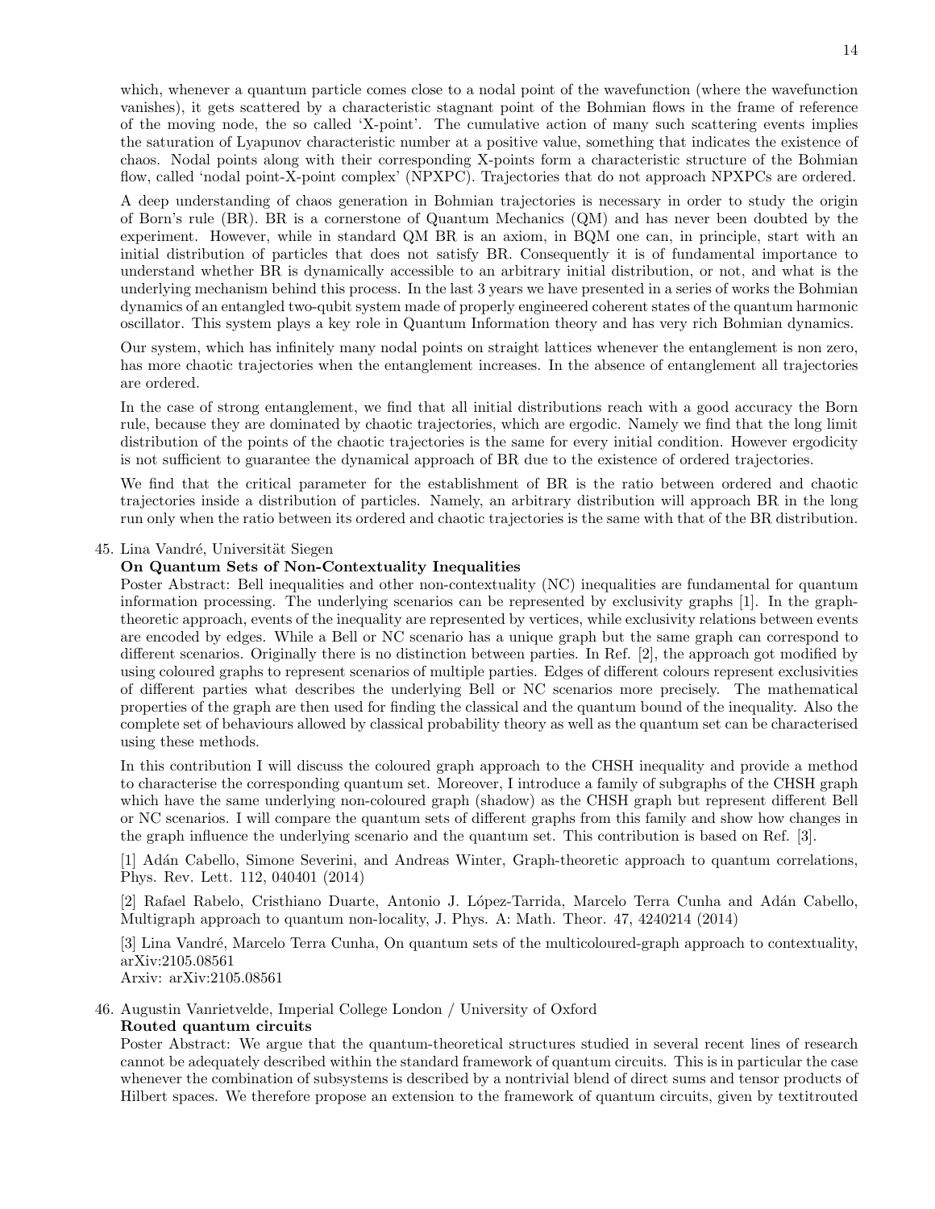which, whenever a quantum particle comes close to a nodal point of the wavefunction (where the wavefunction vanishes), it gets scattered by a characteristic stagnant point of the Bohmian flows in the frame of reference of the moving node, the so called 'X-point'. The cumulative action of many such scattering events implies the saturation of Lyapunov characteristic number at a positive value, something that indicates the existence of chaos. Nodal points along with their corresponding X-points form a characteristic structure of the Bohmian flow, called 'nodal point-X-point complex' (NPXPC). Trajectories that do not approach NPXPCs are ordered.

A deep understanding of chaos generation in Bohmian trajectories is necessary in order to study the origin of Born's rule (BR). BR is a cornerstone of Quantum Mechanics (QM) and has never been doubted by the experiment. However, while in standard QM BR is an axiom, in BQM one can, in principle, start with an initial distribution of particles that does not satisfy BR. Consequently it is of fundamental importance to understand whether BR is dynamically accessible to an arbitrary initial distribution, or not, and what is the underlying mechanism behind this process. In the last 3 years we have presented in a series of works the Bohmian dynamics of an entangled two-qubit system made of properly engineered coherent states of the quantum harmonic oscillator. This system plays a key role in Quantum Information theory and has very rich Bohmian dynamics.

Our system, which has infinitely many nodal points on straight lattices whenever the entanglement is non zero, has more chaotic trajectories when the entanglement increases. In the absence of entanglement all trajectories are ordered.

In the case of strong entanglement, we find that all initial distributions reach with a good accuracy the Born rule, because they are dominated by chaotic trajectories, which are ergodic. Namely we find that the long limit distribution of the points of the chaotic trajectories is the same for every initial condition. However ergodicity is not sufficient to guarantee the dynamical approach of BR due to the existence of ordered trajectories.

We find that the critical parameter for the establishment of BR is the ratio between ordered and chaotic trajectories inside a distribution of particles. Namely, an arbitrary distribution will approach BR in the long run only when the ratio between its ordered and chaotic trajectories is the same with that of the BR distribution.

45. Lina Vandré, Universität Siegen

**On Quantum Sets of Non-Contextuality Inequalities**

Poster Abstract: Bell inequalities and other non-contextuality (NC) inequalities are fundamental for quantum information processing. The underlying scenarios can be represented by exclusivity graphs [1]. In the graph-theoretic approach, events of the inequality are represented by vertices, while exclusivity relations between events are encoded by edges. While a Bell or NC scenario has a unique graph but the same graph can correspond to different scenarios. Originally there is no distinction between parties. In Ref. [2], the approach got modified by using coloured graphs to represent scenarios of multiple parties. Edges of different colours represent exclusivities of different parties what describes the underlying Bell or NC scenarios more precisely. The mathematical properties of the graph are then used for finding the classical and the quantum bound of the inequality. Also the complete set of behaviours allowed by classical probability theory as well as the quantum set can be characterised using these methods.

In this contribution I will discuss the coloured graph approach to the CHSH inequality and provide a method to characterise the corresponding quantum set. Moreover, I introduce a family of subgraphs of the CHSH graph which have the same underlying non-coloured graph (shadow) as the CHSH graph but represent different Bell or NC scenarios. I will compare the quantum sets of different graphs from this family and show how changes in the graph influence the underlying scenario and the quantum set. This contribution is based on Ref. [3].

[1] Adán Cabello, Simone Severini, and Andreas Winter, Graph-theoretic approach to quantum correlations, Phys. Rev. Lett. 112, 040401 (2014)

[2] Rafael Rabelo, Cristhiano Duarte, Antonio J. López-Tarrida, Marcelo Terra Cunha and Adán Cabello, Multigraph approach to quantum non-locality, J. Phys. A: Math. Theor. 47, 4240214 (2014)

[3] Lina Vandré, Marcelo Terra Cunha, On quantum sets of the multicoloured-graph approach to contextuality, arXiv:2105.08561
Arxiv: arXiv:2105.08561

46. Augustin Vanrietvelde, Imperial College London / University of Oxford

**Routed quantum circuits**

Poster Abstract: We argue that the quantum-theoretical structures studied in several recent lines of research cannot be adequately described within the standard framework of quantum circuits. This is in particular the case whenever the combination of subsystems is described by a nontrivial blend of direct sums and tensor products of Hilbert spaces. We therefore propose an extension to the framework of quantum circuits, given by textitrouted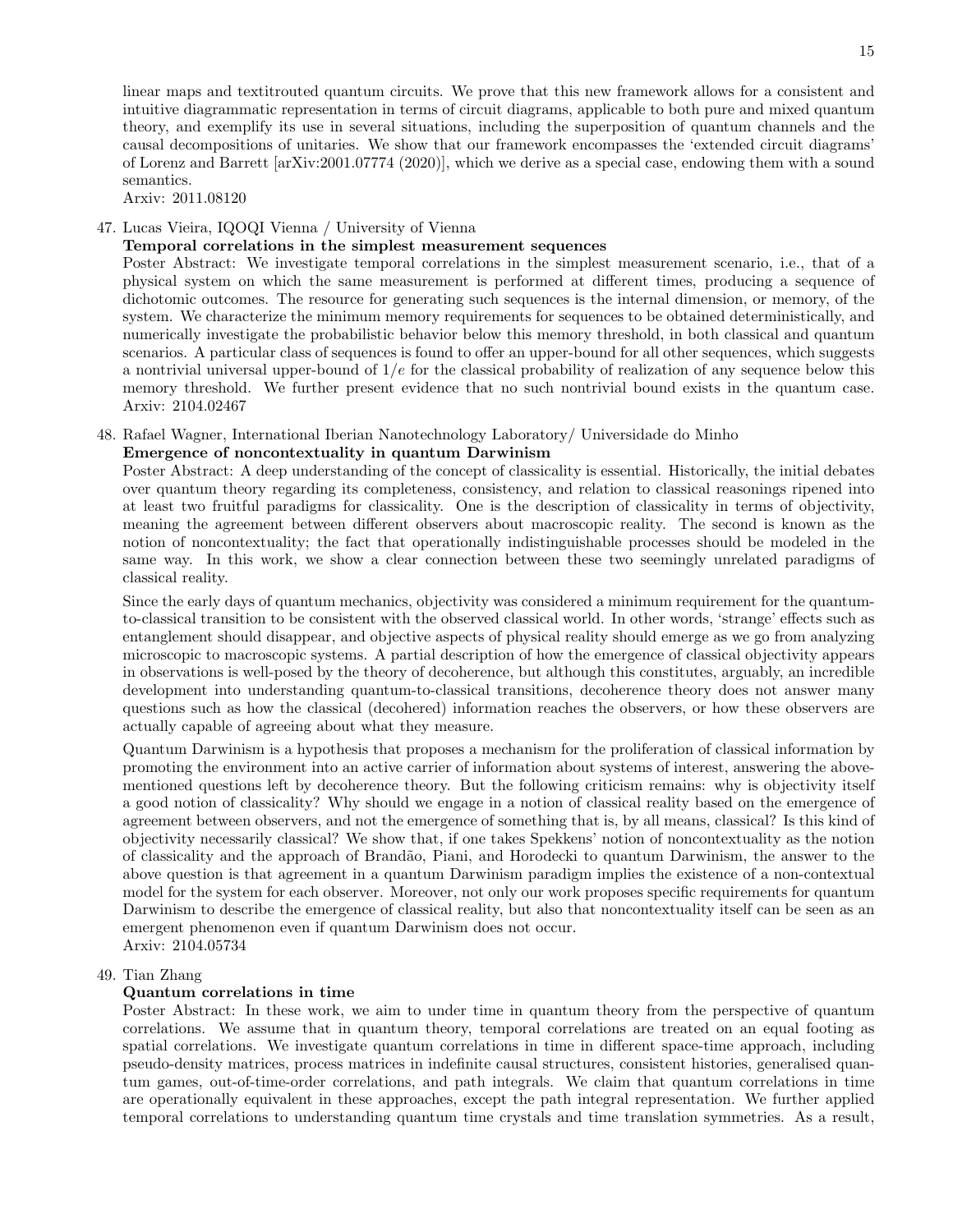linear maps and textitrouted quantum circuits. We prove that this new framework allows for a consistent and intuitive diagrammatic representation in terms of circuit diagrams, applicable to both pure and mixed quantum theory, and exemplify its use in several situations, including the superposition of quantum channels and the causal decompositions of unitaries. We show that our framework encompasses the 'extended circuit diagrams' of Lorenz and Barrett [arXiv:2001.07774 (2020)], which we derive as a special case, endowing them with a sound semantics.
Arxiv: 2011.08120

47. Lucas Vieira, IQOQI Vienna / University of Vienna
**Temporal correlations in the simplest measurement sequences**
Poster Abstract: We investigate temporal correlations in the simplest measurement scenario, i.e., that of a physical system on which the same measurement is performed at different times, producing a sequence of dichotomic outcomes. The resource for generating such sequences is the internal dimension, or memory, of the system. We characterize the minimum memory requirements for sequences to be obtained deterministically, and numerically investigate the probabilistic behavior below this memory threshold, in both classical and quantum scenarios. A particular class of sequences is found to offer an upper-bound for all other sequences, which suggests a nontrivial universal upper-bound of $1/e$ for the classical probability of realization of any sequence below this memory threshold. We further present evidence that no such nontrivial bound exists in the quantum case.
Arxiv: 2104.02467

48. Rafael Wagner, International Iberian Nanotechnology Laboratory/ Universidade do Minho
**Emergence of noncontextuality in quantum Darwinism**
Poster Abstract: A deep understanding of the concept of classicality is essential. Historically, the initial debates over quantum theory regarding its completeness, consistency, and relation to classical reasonings ripened into at least two fruitful paradigms for classicality. One is the description of classicality in terms of objectivity, meaning the agreement between different observers about macroscopic reality. The second is known as the notion of noncontextuality; the fact that operationally indistinguishable processes should be modeled in the same way. In this work, we show a clear connection between these two seemingly unrelated paradigms of classical reality.

    Since the early days of quantum mechanics, objectivity was considered a minimum requirement for the quantum-to-classical transition to be consistent with the observed classical world. In other words, 'strange' effects such as entanglement should disappear, and objective aspects of physical reality should emerge as we go from analyzing microscopic to macroscopic systems. A partial description of how the emergence of classical objectivity appears in observations is well-posed by the theory of decoherence, but although this constitutes, arguably, an incredible development into understanding quantum-to-classical transitions, decoherence theory does not answer many questions such as how the classical (decohered) information reaches the observers, or how these observers are actually capable of agreeing about what they measure.

    Quantum Darwinism is a hypothesis that proposes a mechanism for the proliferation of classical information by promoting the environment into an active carrier of information about systems of interest, answering the above-mentioned questions left by decoherence theory. But the following criticism remains: why is objectivity itself a good notion of classicality? Why should we engage in a notion of classical reality based on the emergence of agreement between observers, and not the emergence of something that is, by all means, classical? Is this kind of objectivity necessarily classical? We show that, if one takes Spekkens' notion of noncontextuality as the notion of classicality and the approach of Brandão, Piani, and Horodecki to quantum Darwinism, the answer to the above question is that agreement in a quantum Darwinism paradigm implies the existence of a non-contextual model for the system for each observer. Moreover, not only our work proposes specific requirements for quantum Darwinism to describe the emergence of classical reality, but also that noncontextuality itself can be seen as an emergent phenomenon even if quantum Darwinism does not occur.
Arxiv: 2104.05734

49. Tian Zhang
**Quantum correlations in time**
Poster Abstract: In these work, we aim to under time in quantum theory from the perspective of quantum correlations. We assume that in quantum theory, temporal correlations are treated on an equal footing as spatial correlations. We investigate quantum correlations in time in different space-time approach, including pseudo-density matrices, process matrices in indefinite causal structures, consistent histories, generalised quantum games, out-of-time-order correlations, and path integrals. We claim that quantum correlations in time are operationally equivalent in these approaches, except the path integral representation. We further applied temporal correlations to understanding quantum time crystals and time translation symmetries. As a result,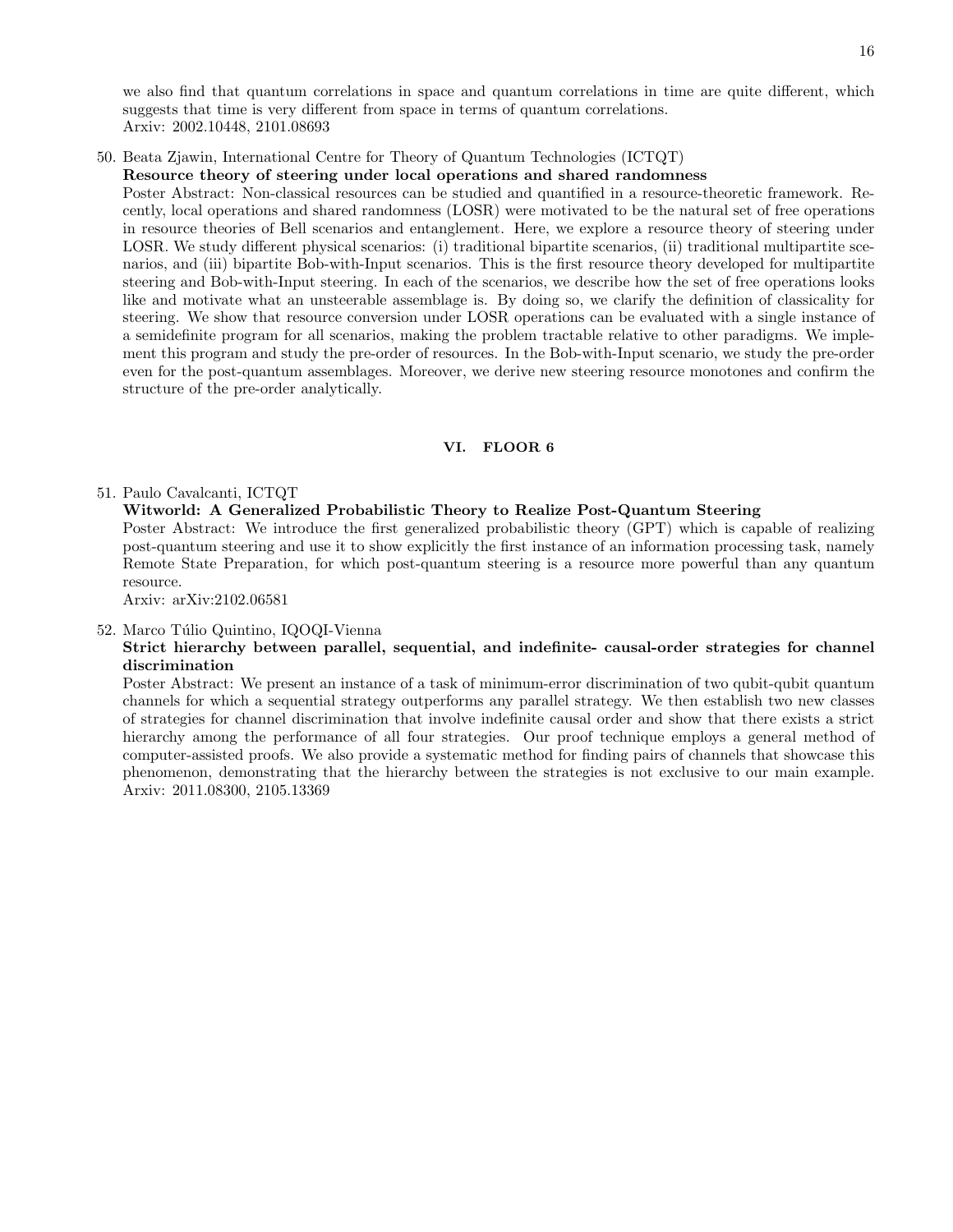we also find that quantum correlations in space and quantum correlations in time are quite different, which suggests that time is very different from space in terms of quantum correlations.
Arxiv: 2002.10448, 2101.08693

50. Beata Zjawin, International Centre for Theory of Quantum Technologies (ICTQT)
**Resource theory of steering under local operations and shared randomness**
Poster Abstract: Non-classical resources can be studied and quantified in a resource-theoretic framework. Recently, local operations and shared randomness (LOSR) were motivated to be the natural set of free operations in resource theories of Bell scenarios and entanglement. Here, we explore a resource theory of steering under LOSR. We study different physical scenarios: (i) traditional bipartite scenarios, (ii) traditional multipartite scenarios, and (iii) bipartite Bob-with-Input scenarios. This is the first resource theory developed for multipartite steering and Bob-with-Input steering. In each of the scenarios, we describe how the set of free operations looks like and motivate what an unsteerable assemblage is. By doing so, we clarify the definition of classicality for steering. We show that resource conversion under LOSR operations can be evaluated with a single instance of a semidefinite program for all scenarios, making the problem tractable relative to other paradigms. We implement this program and study the pre-order of resources. In the Bob-with-Input scenario, we study the pre-order even for the post-quantum assemblages. Moreover, we derive new steering resource monotones and confirm the structure of the pre-order analytically.

## VI. FLOOR 6

51. Paulo Cavalcanti, ICTQT
**Witworld: A Generalized Probabilistic Theory to Realize Post-Quantum Steering**
Poster Abstract: We introduce the first generalized probabilistic theory (GPT) which is capable of realizing post-quantum steering and use it to show explicitly the first instance of an information processing task, namely Remote State Preparation, for which post-quantum steering is a resource more powerful than any quantum resource.
Arxiv: arXiv:2102.06581

52. Marco Túlio Quintino, IQOQI-Vienna
**Strict hierarchy between parallel, sequential, and indefinite- causal-order strategies for channel discrimination**
Poster Abstract: We present an instance of a task of minimum-error discrimination of two qubit-qubit quantum channels for which a sequential strategy outperforms any parallel strategy. We then establish two new classes of strategies for channel discrimination that involve indefinite causal order and show that there exists a strict hierarchy among the performance of all four strategies. Our proof technique employs a general method of computer-assisted proofs. We also provide a systematic method for finding pairs of channels that showcase this phenomenon, demonstrating that the hierarchy between the strategies is not exclusive to our main example.
Arxiv: 2011.08300, 2105.13369